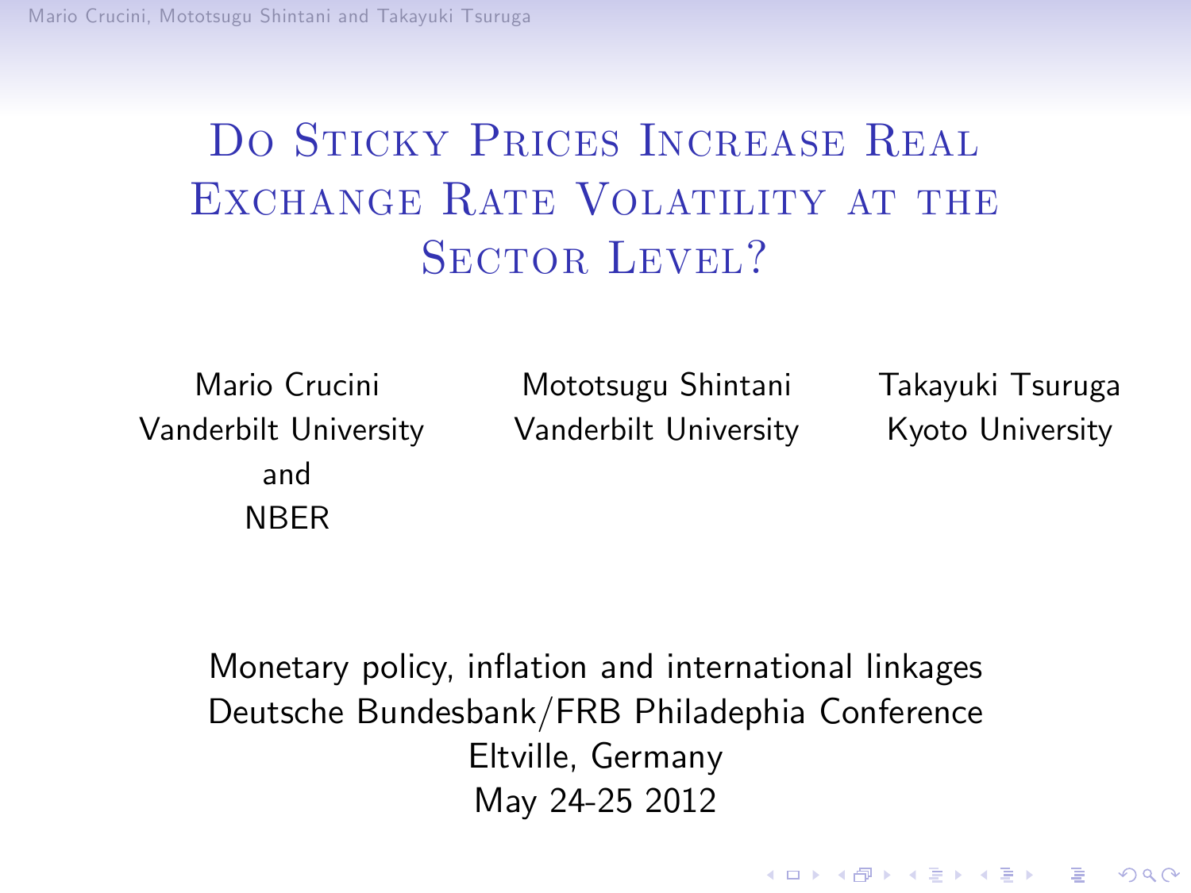# Do Sticky Prices Increase Real Exchange Rate Volatility at the Sector Level?

Mario Crucini
Vanderbilt University
and
NBER

Mototsugu Shintani
Vanderbilt University

Takayuki Tsuruga
Kyoto University

Monetary policy, inflation and international linkages
Deutsche Bundesbank/FRB Philadephia Conference
Eltville, Germany
May 24-25 2012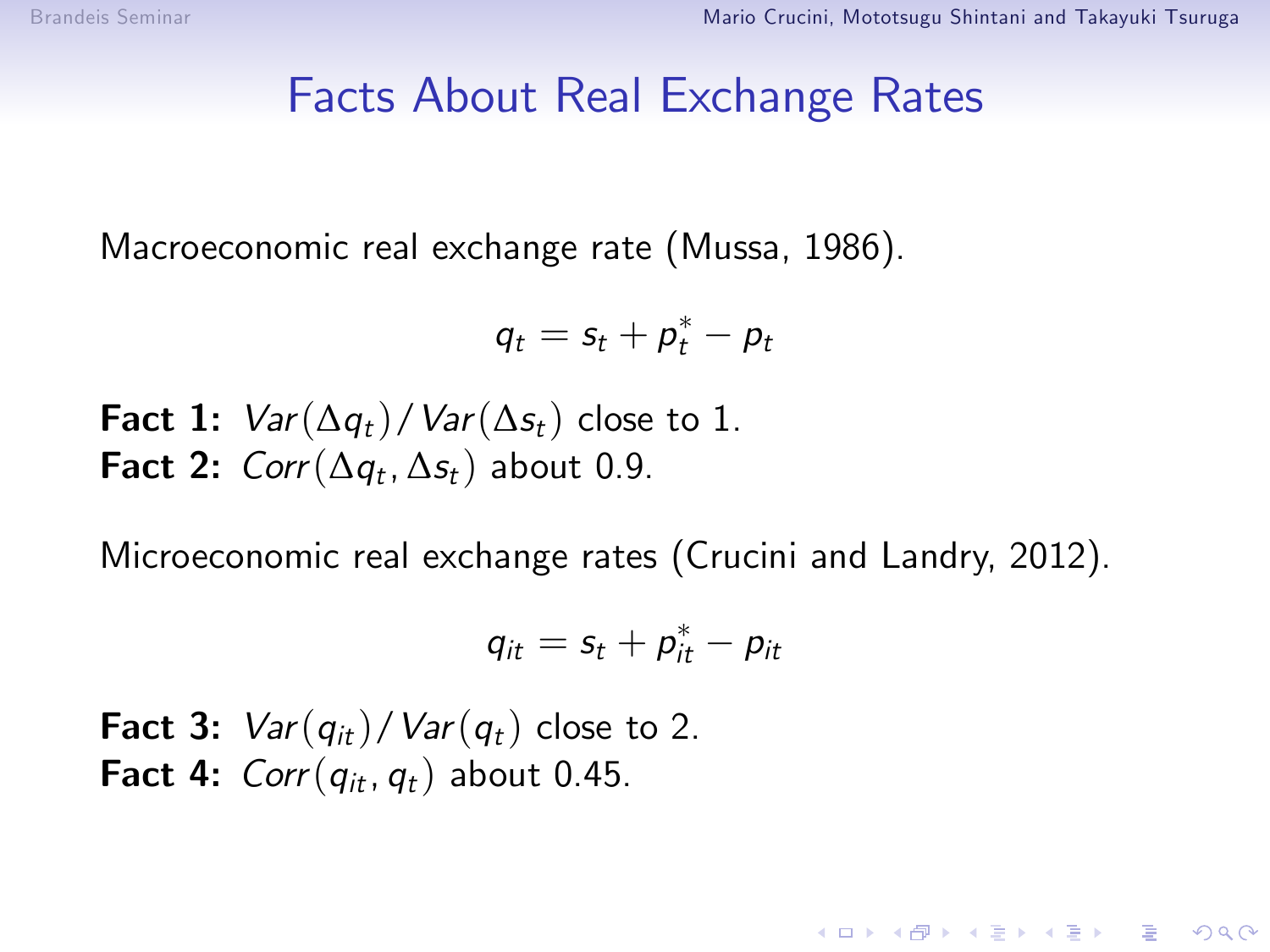# Facts About Real Exchange Rates

Macroeconomic real exchange rate (Mussa, 1986).

$$q_t = s_t + p_t^* - p_t$$

**Fact 1:** $Var(\Delta q_t)/Var(\Delta s_t)$ close to 1.
**Fact 2:** $Corr(\Delta q_t, \Delta s_t)$ about 0.9.

Microeconomic real exchange rates (Crucini and Landry, 2012).

$$q_{it} = s_t + p_{it}^* - p_{it}$$

**Fact 3:** $Var(q_{it})/Var(q_t)$ close to 2.
**Fact 4:** $Corr(q_{it}, q_t)$ about 0.45.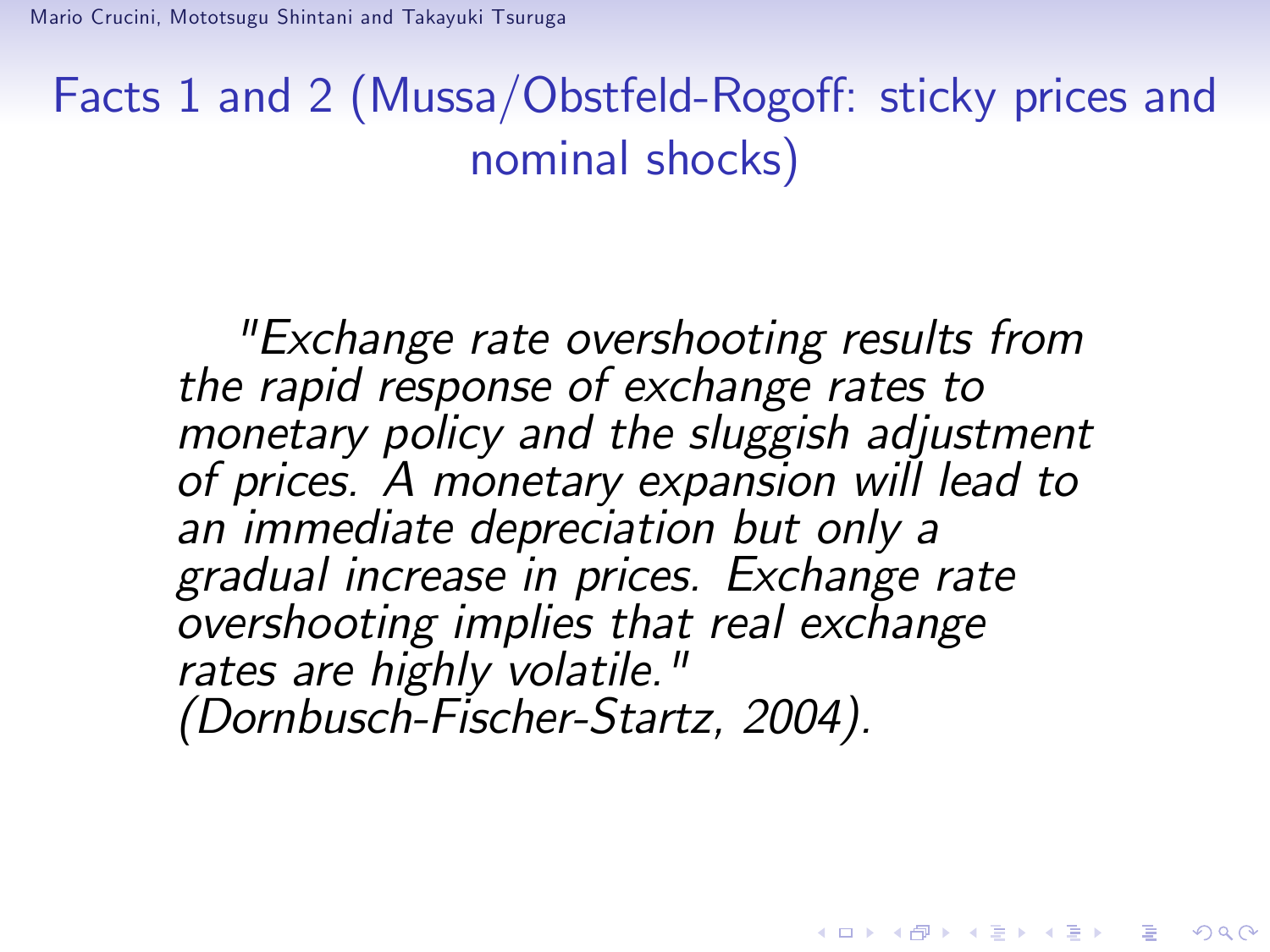# Facts 1 and 2 (Mussa/Obstfeld-Rogoff: sticky prices and nominal shocks)

*"Exchange rate overshooting results from the rapid response of exchange rates to monetary policy and the sluggish adjustment of prices. A monetary expansion will lead to an immediate depreciation but only a gradual increase in prices. Exchange rate overshooting implies that real exchange rates are highly volatile." (Dornbusch-Fischer-Startz, 2004).*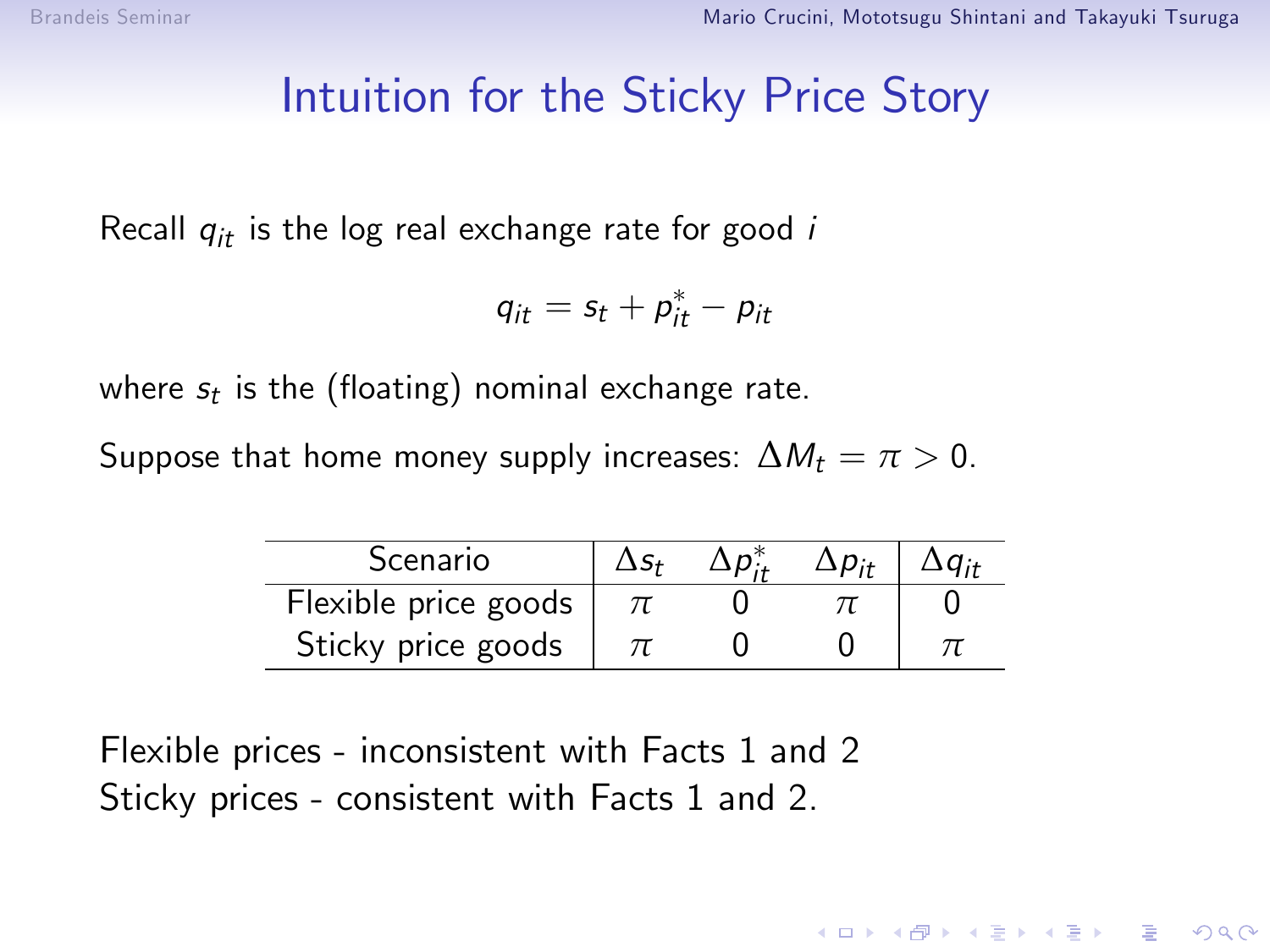# Intuition for the Sticky Price Story

Recall $q_{it}$ is the log real exchange rate for good $i$

$$q_{it} = s_t + p^*_{it} - p_{it}$$

where $s_t$ is the (floating) nominal exchange rate.

Suppose that home money supply increases: $\Delta M_t = \pi > 0$.

| Scenario | $\Delta s_t$ | $\Delta p^*_{it}$ | $\Delta p_{it}$ | $\Delta q_{it}$ |
|---|---|---|---|---|
| Flexible price goods | $\pi$ | 0 | $\pi$ | 0 |
| Sticky price goods | $\pi$ | 0 | 0 | $\pi$ |

Flexible prices - inconsistent with Facts 1 and 2
Sticky prices - consistent with Facts 1 and 2.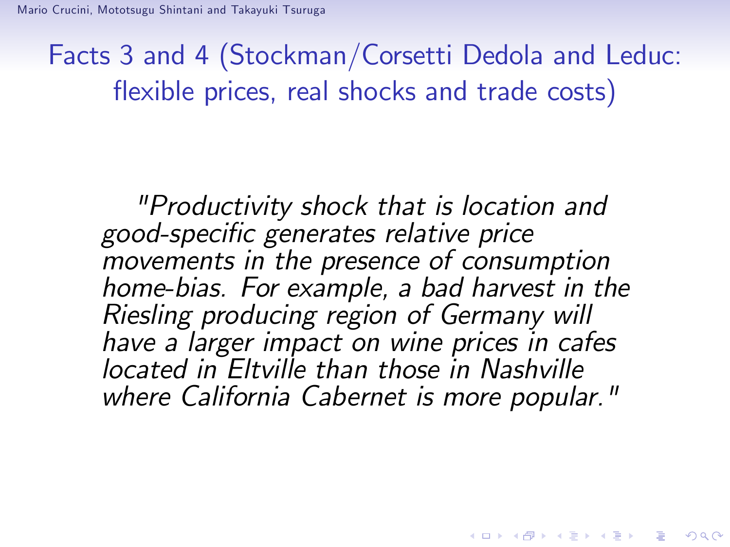# Facts 3 and 4 (Stockman/Corsetti Dedola and Leduc: flexible prices, real shocks and trade costs)

*"Productivity shock that is location and good-specific generates relative price movements in the presence of consumption home-bias. For example, a bad harvest in the Riesling producing region of Germany will have a larger impact on wine prices in cafes located in Eltville than those in Nashville where California Cabernet is more popular."*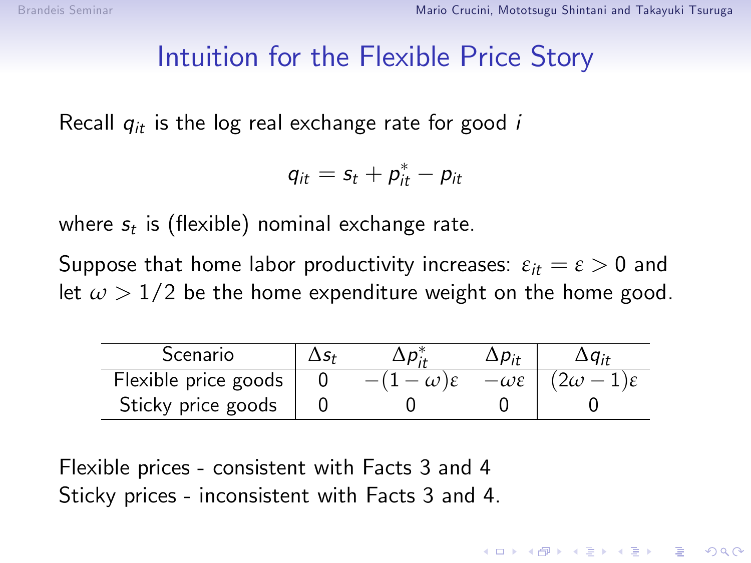# Intuition for the Flexible Price Story

Recall $q_{it}$ is the log real exchange rate for good $i$

$$q_{it} = s_t + p^*_{it} - p_{it}$$

where $s_t$ is (flexible) nominal exchange rate.

Suppose that home labor productivity increases: $\varepsilon_{it} = \varepsilon > 0$ and let $\omega > 1/2$ be the home expenditure weight on the home good.

| Scenario | $\Delta s_t$ | $\Delta p^*_{it}$ | $\Delta p_{it}$ | $\Delta q_{it}$ |
|---|---|---|---|---|
| Flexible price goods | 0 | $-(1-\omega)\varepsilon$ | $-\omega\varepsilon$ | $(2\omega - 1)\varepsilon$ |
| Sticky price goods | 0 | 0 | 0 | 0 |

Flexible prices - consistent with Facts 3 and 4
Sticky prices - inconsistent with Facts 3 and 4.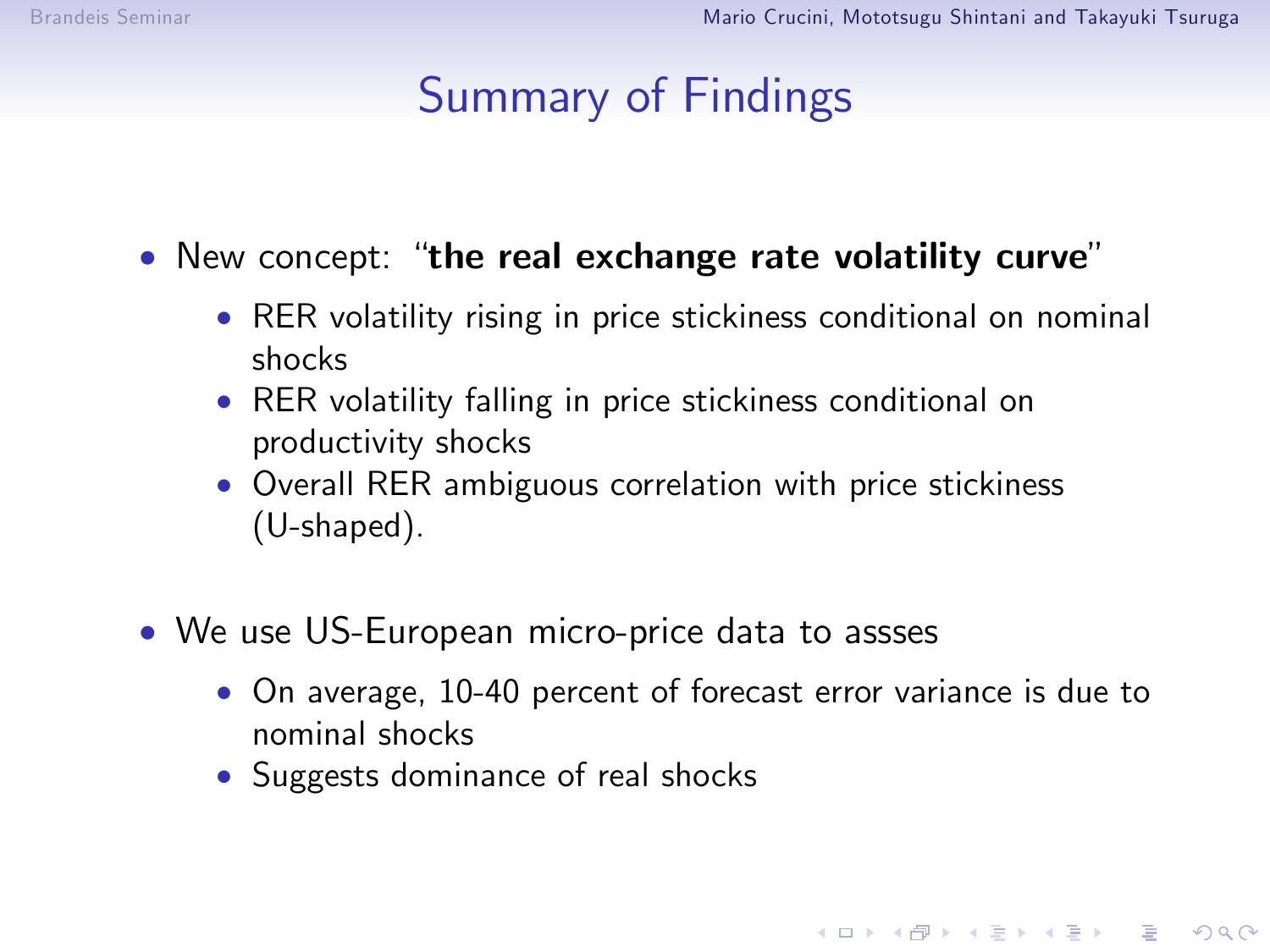# Summary of Findings

- New concept: "**the real exchange rate volatility curve**"
  - RER volatility rising in price stickiness conditional on nominal shocks
  - RER volatility falling in price stickiness conditional on productivity shocks
  - Overall RER ambiguous correlation with price stickiness (U-shaped).

- We use US-European micro-price data to assses
  - On average, 10-40 percent of forecast error variance is due to nominal shocks
  - Suggests dominance of real shocks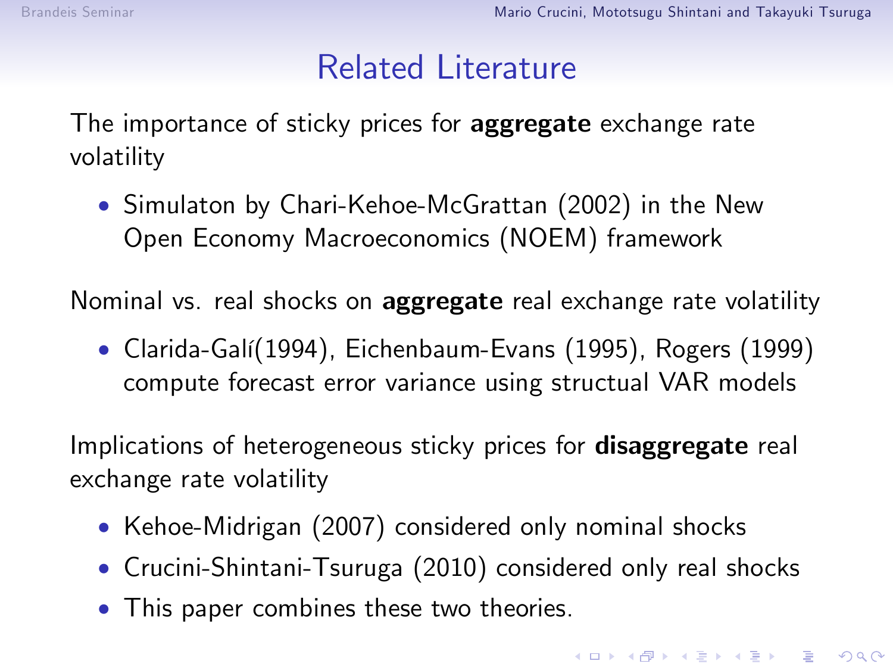# Related Literature

The importance of sticky prices for **aggregate** exchange rate volatility

- Simulaton by Chari-Kehoe-McGrattan (2002) in the New Open Economy Macroeconomics (NOEM) framework

Nominal vs. real shocks on **aggregate** real exchange rate volatility

- Clarida-Galí(1994), Eichenbaum-Evans (1995), Rogers (1999) compute forecast error variance using structural VAR models

Implications of heterogeneous sticky prices for **disaggregate** real exchange rate volatility

- Kehoe-Midrigan (2007) considered only nominal shocks
- Crucini-Shintani-Tsuruga (2010) considered only real shocks
- This paper combines these two theories.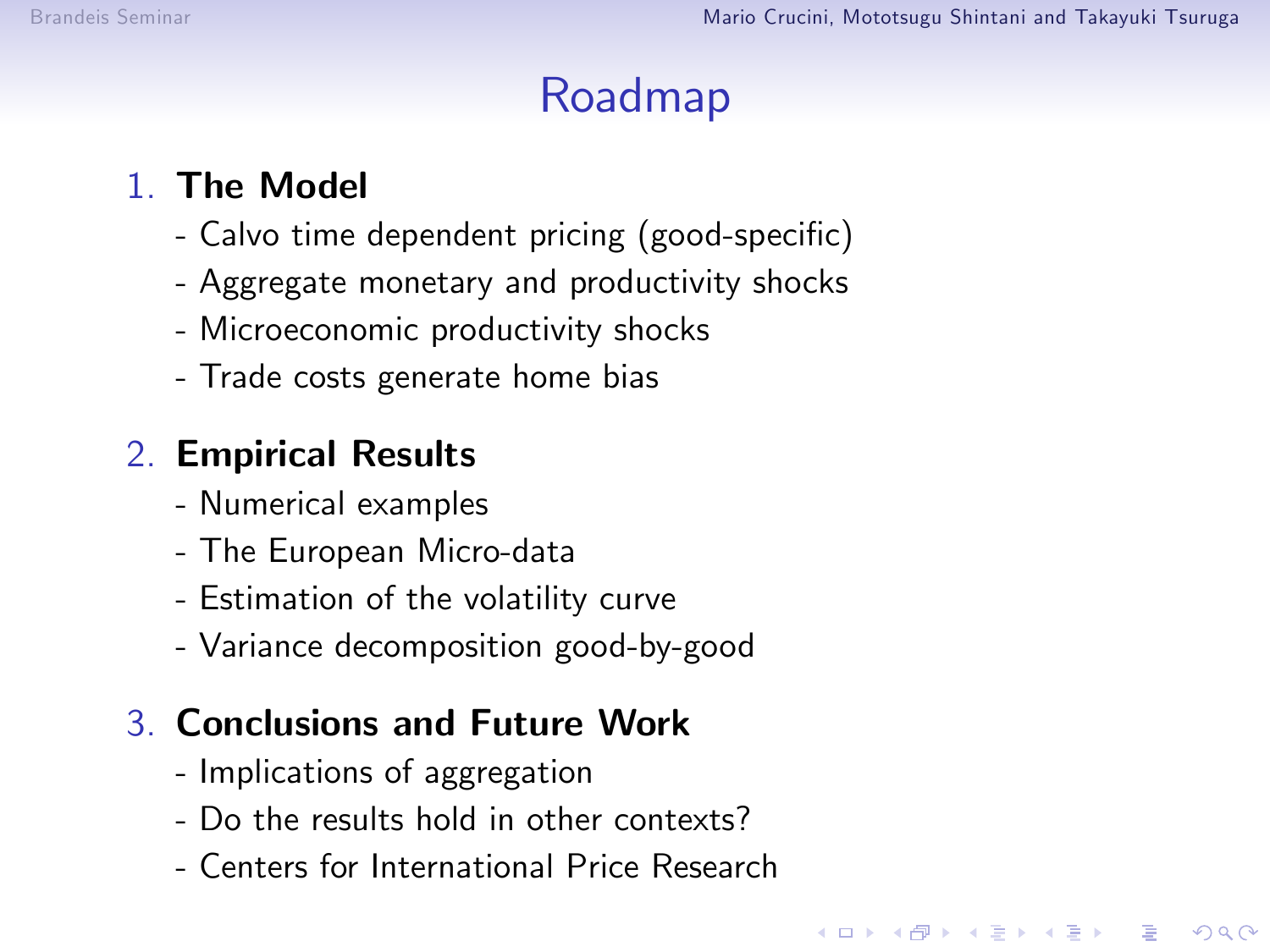# Roadmap

1. **The Model**
   - Calvo time dependent pricing (good-specific)
   - Aggregate monetary and productivity shocks
   - Microeconomic productivity shocks
   - Trade costs generate home bias

2. **Empirical Results**
   - Numerical examples
   - The European Micro-data
   - Estimation of the volatility curve
   - Variance decomposition good-by-good

3. **Conclusions and Future Work**
   - Implications of aggregation
   - Do the results hold in other contexts?
   - Centers for International Price Research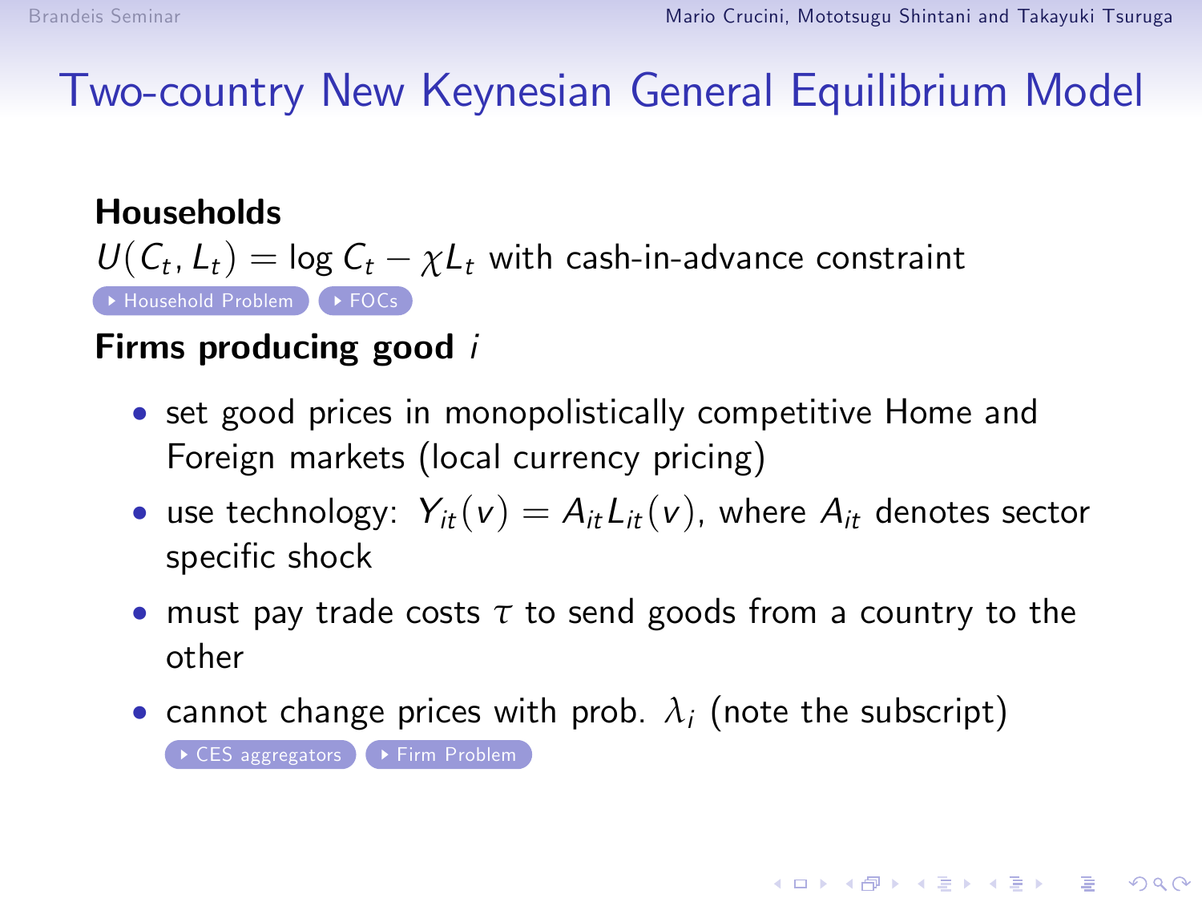# Two-country New Keynesian General Equilibrium Model

**Households**

$U(C_t, L_t) = \log C_t - \chi L_t$ with cash-in-advance constraint

Household Problem FOCs

**Firms producing good** $i$

- set good prices in monopolistically competitive Home and Foreign markets (local currency pricing)
- use technology: $Y_{it}(v) = A_{it} L_{it}(v)$, where $A_{it}$ denotes sector specific shock
- must pay trade costs $\tau$ to send goods from a country to the other
- cannot change prices with prob. $\lambda_i$ (note the subscript)

CES aggregators Firm Problem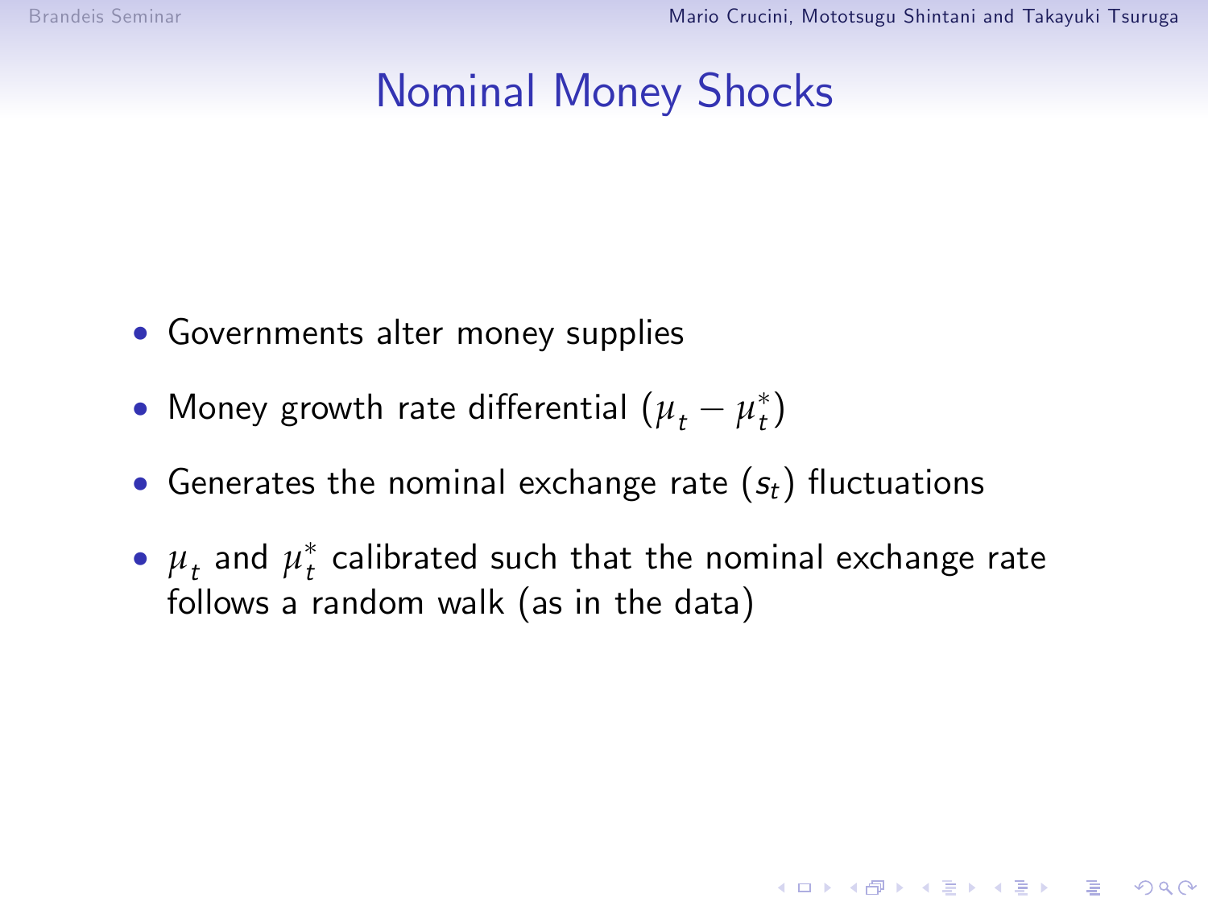# Nominal Money Shocks

- Governments alter money supplies
- Money growth rate differential $(\mu_t - \mu_t^*)$
- Generates the nominal exchange rate $(s_t)$ fluctuations
- $\mu_t$ and $\mu_t^*$ calibrated such that the nominal exchange rate follows a random walk (as in the data)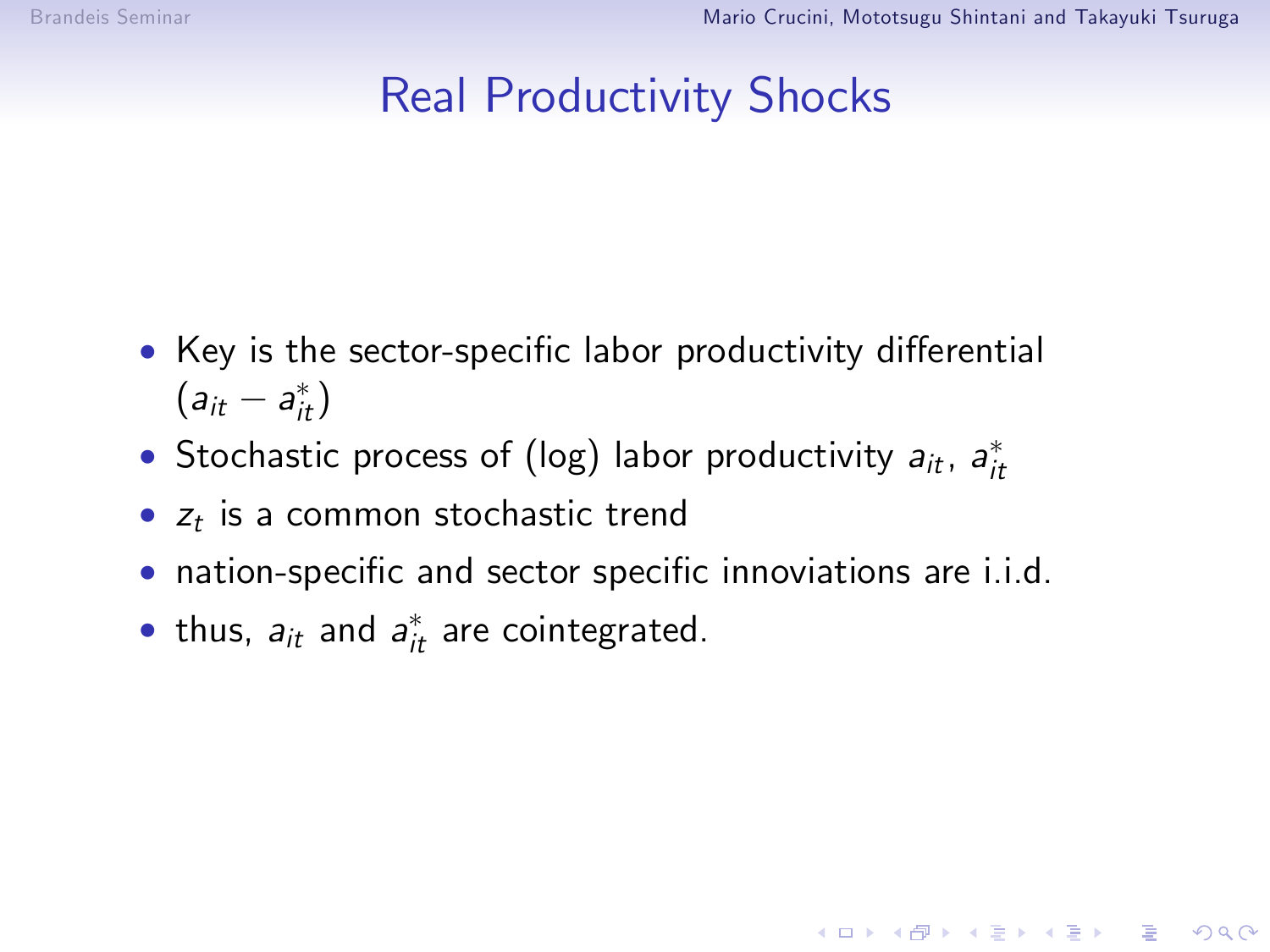# Real Productivity Shocks

- Key is the sector-specific labor productivity differential $(a_{it} - a^*_{it})$
- Stochastic process of (log) labor productivity $a_{it}$, $a^*_{it}$
- $z_t$ is a common stochastic trend
- nation-specific and sector specific innoviations are i.i.d.
- thus, $a_{it}$ and $a^*_{it}$ are cointegrated.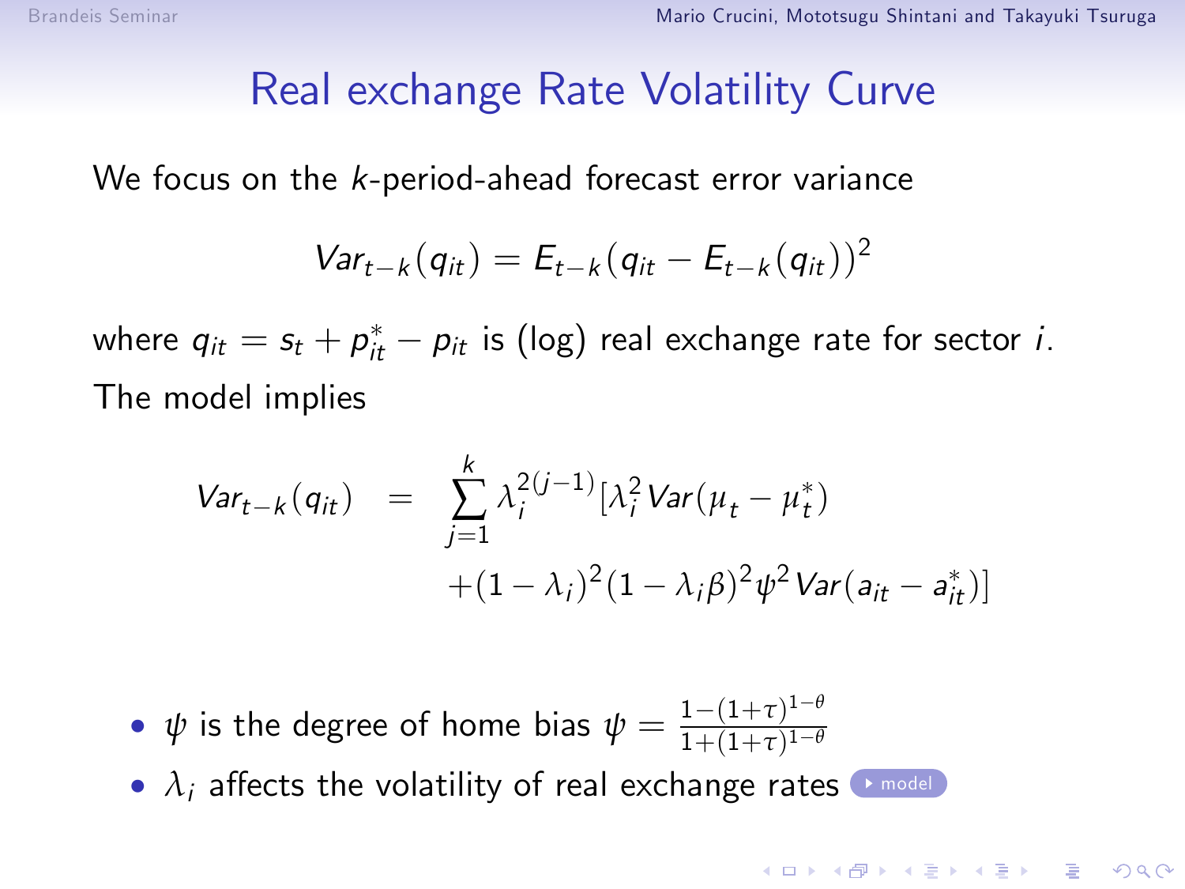# Real exchange Rate Volatility Curve

We focus on the $k$-period-ahead forecast error variance

$$Var_{t-k}(q_{it}) = E_{t-k}(q_{it} - E_{t-k}(q_{it}))^2$$

where $q_{it} = s_t + p_{it}^* - p_{it}$ is (log) real exchange rate for sector $i$.

The model implies

$$\begin{aligned} Var_{t-k}(q_{it}) &= \sum_{j=1}^{k} \lambda_i^{2(j-1)} [\lambda_i^2 Var(\mu_t - \mu_t^*) \\ &\quad + (1-\lambda_i)^2 (1-\lambda_i \beta)^2 \psi^2 Var(a_{it} - a_{it}^*)] \end{aligned}$$

- $\psi$ is the degree of home bias $\psi = \frac{1-(1+\tau)^{1-\theta}}{1+(1+\tau)^{1-\theta}}$
- $\lambda_i$ affects the volatility of real exchange rates ▸ model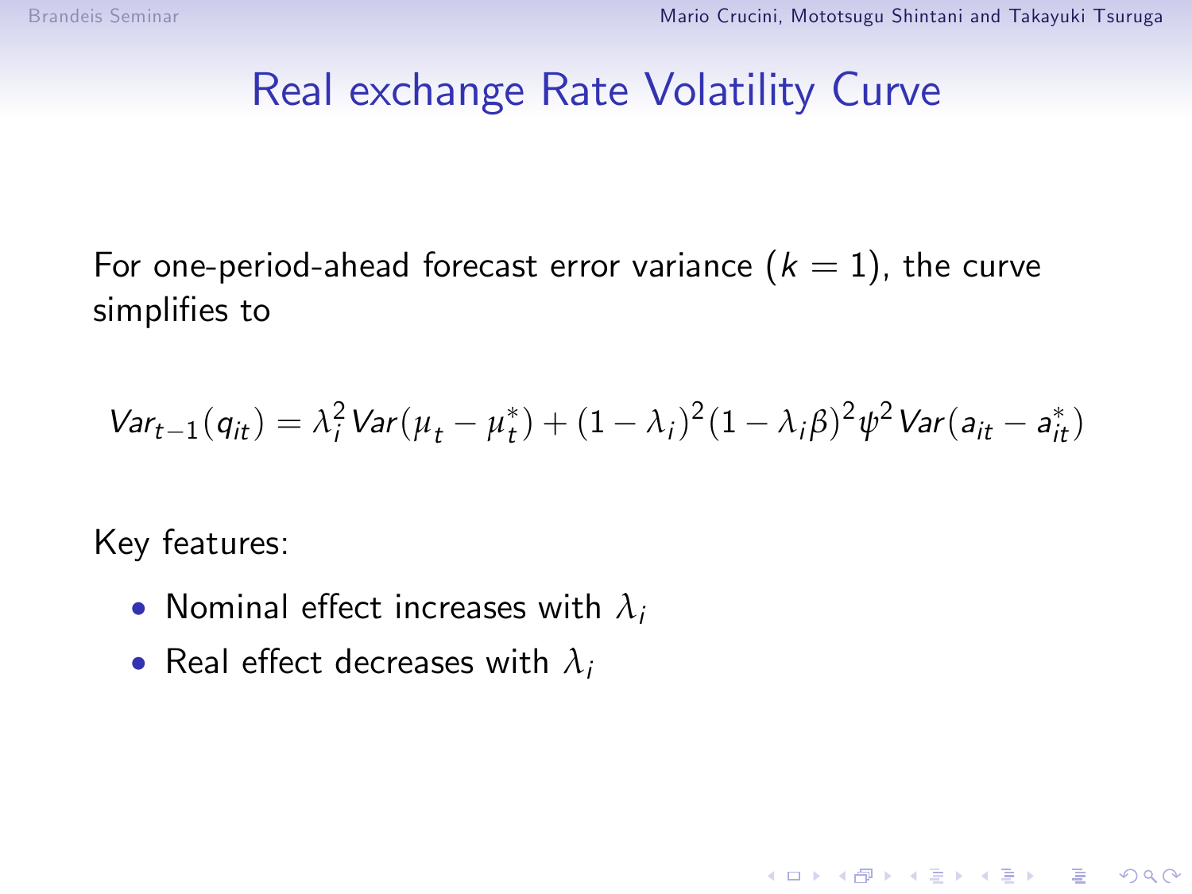# Real exchange Rate Volatility Curve

For one-period-ahead forecast error variance ($k = 1$), the curve simplifies to

$$Var_{t-1}(q_{it}) = \lambda_i^2 Var(\mu_t - \mu_t^*) + (1 - \lambda_i)^2 (1 - \lambda_i \beta)^2 \psi^2 Var(a_{it} - a_{it}^*)$$

Key features:

- Nominal effect increases with $\lambda_i$
- Real effect decreases with $\lambda_i$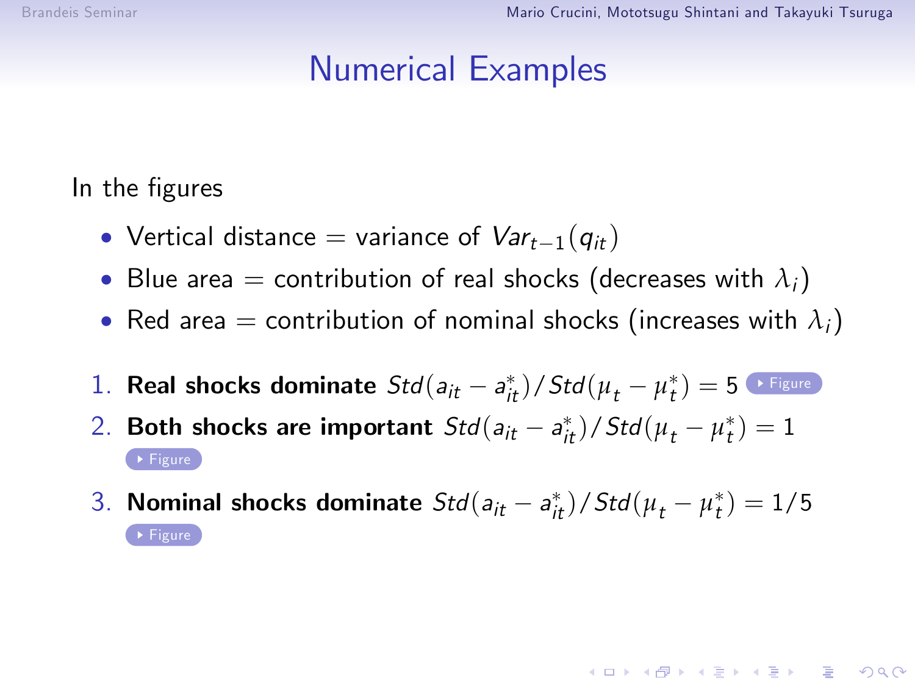# Numerical Examples

In the figures

- Vertical distance = variance of $Var_{t-1}(q_{it})$
- Blue area = contribution of real shocks (decreases with $\lambda_i$)
- Red area = contribution of nominal shocks (increases with $\lambda_i$)

1. **Real shocks dominate** $Std(a_{it} - a_{it}^*)/Std(\mu_t - \mu_t^*) = 5$ Figure
2. **Both shocks are important** $Std(a_{it} - a_{it}^*)/Std(\mu_t - \mu_t^*) = 1$ Figure
3. **Nominal shocks dominate** $Std(a_{it} - a_{it}^*)/Std(\mu_t - \mu_t^*) = 1/5$ Figure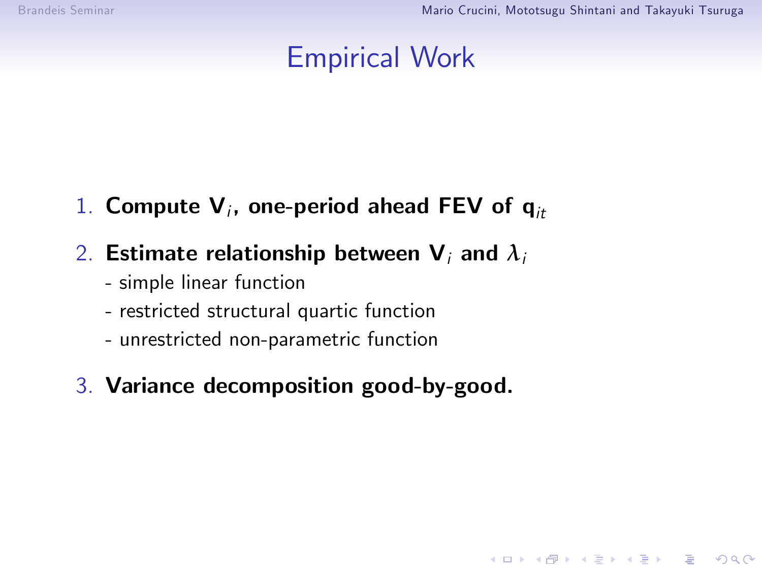# Empirical Work

1. **Compute $\mathbf{V}_i$, one-period ahead FEV of $\mathbf{q}_{it}$**

2. **Estimate relationship between $\mathbf{V}_i$ and $\lambda_i$**
   - simple linear function
   - restricted structural quartic function
   - unrestricted non-parametric function

3. **Variance decomposition good-by-good.**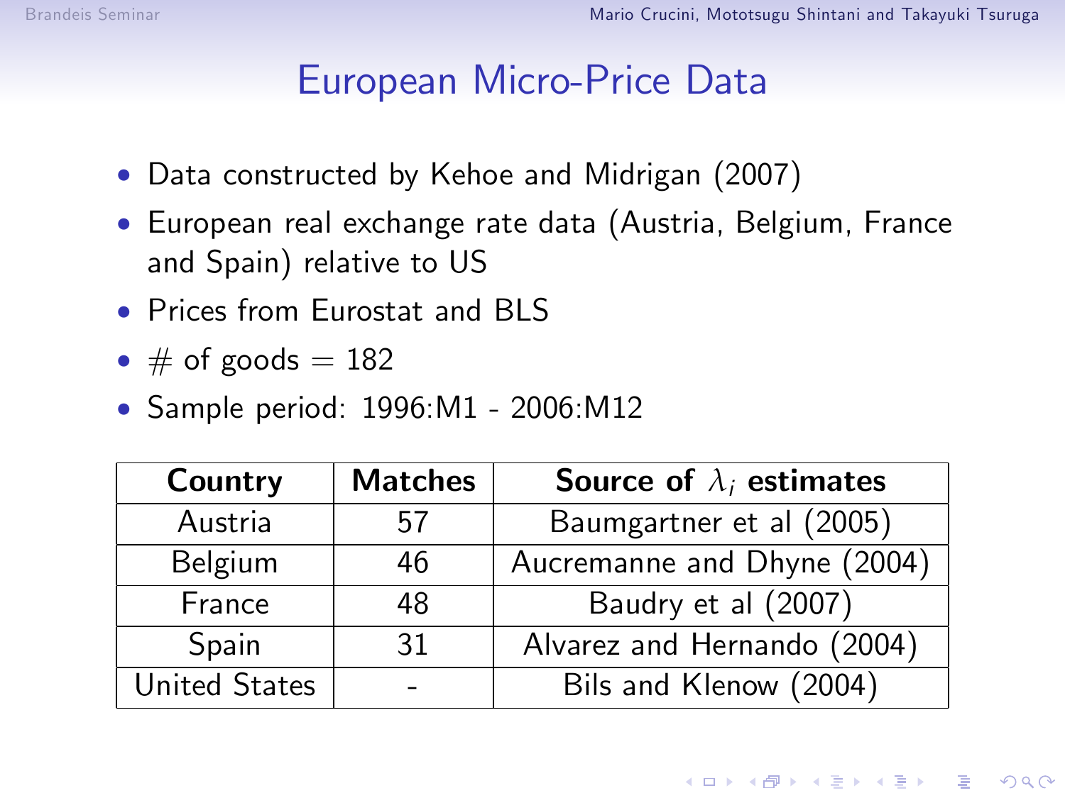# European Micro-Price Data

- Data constructed by Kehoe and Midrigan (2007)
- European real exchange rate data (Austria, Belgium, France and Spain) relative to US
- Prices from Eurostat and BLS
- # of goods = 182
- Sample period: 1996:M1 - 2006:M12

| Country | Matches | Source of $\lambda_i$ estimates |
|---|---|---|
| Austria | 57 | Baumgartner et al (2005) |
| Belgium | 46 | Aucremanne and Dhyne (2004) |
| France | 48 | Baudry et al (2007) |
| Spain | 31 | Alvarez and Hernando (2004) |
| United States | - | Bils and Klenow (2004) |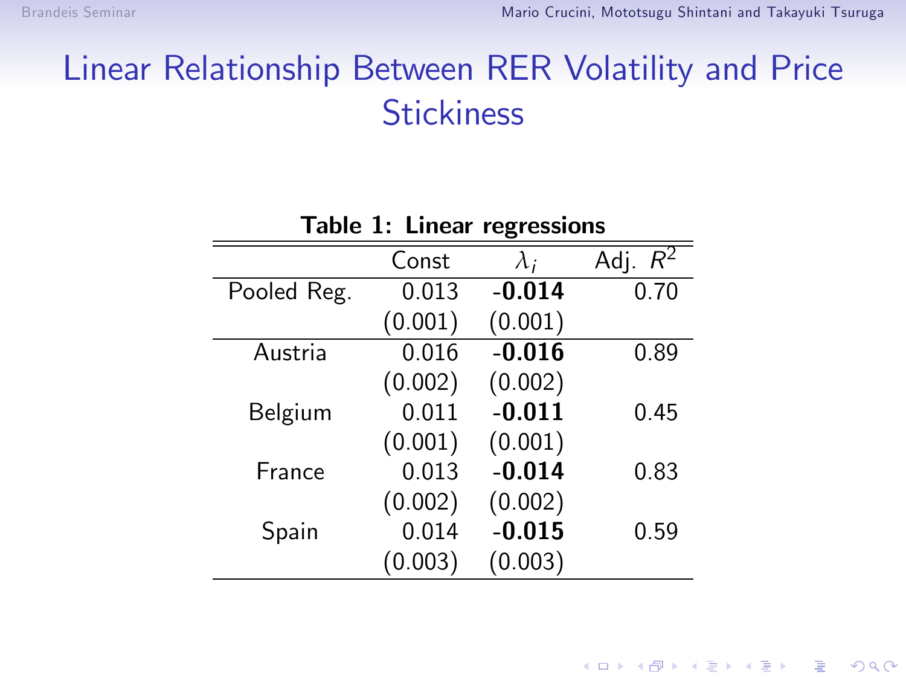# Linear Relationship Between RER Volatility and Price Stickiness

**Table 1: Linear regressions**

| | Const | $\lambda_i$ | Adj. $R^2$ |
|---|---|---|---|
| Pooled Reg. | 0.013 | **-0.014** | 0.70 |
| | (0.001) | (0.001) | |
| Austria | 0.016 | **-0.016** | 0.89 |
| | (0.002) | (0.002) | |
| Belgium | 0.011 | **-0.011** | 0.45 |
| | (0.001) | (0.001) | |
| France | 0.013 | **-0.014** | 0.83 |
| | (0.002) | (0.002) | |
| Spain | 0.014 | **-0.015** | 0.59 |
| | (0.003) | (0.003) | |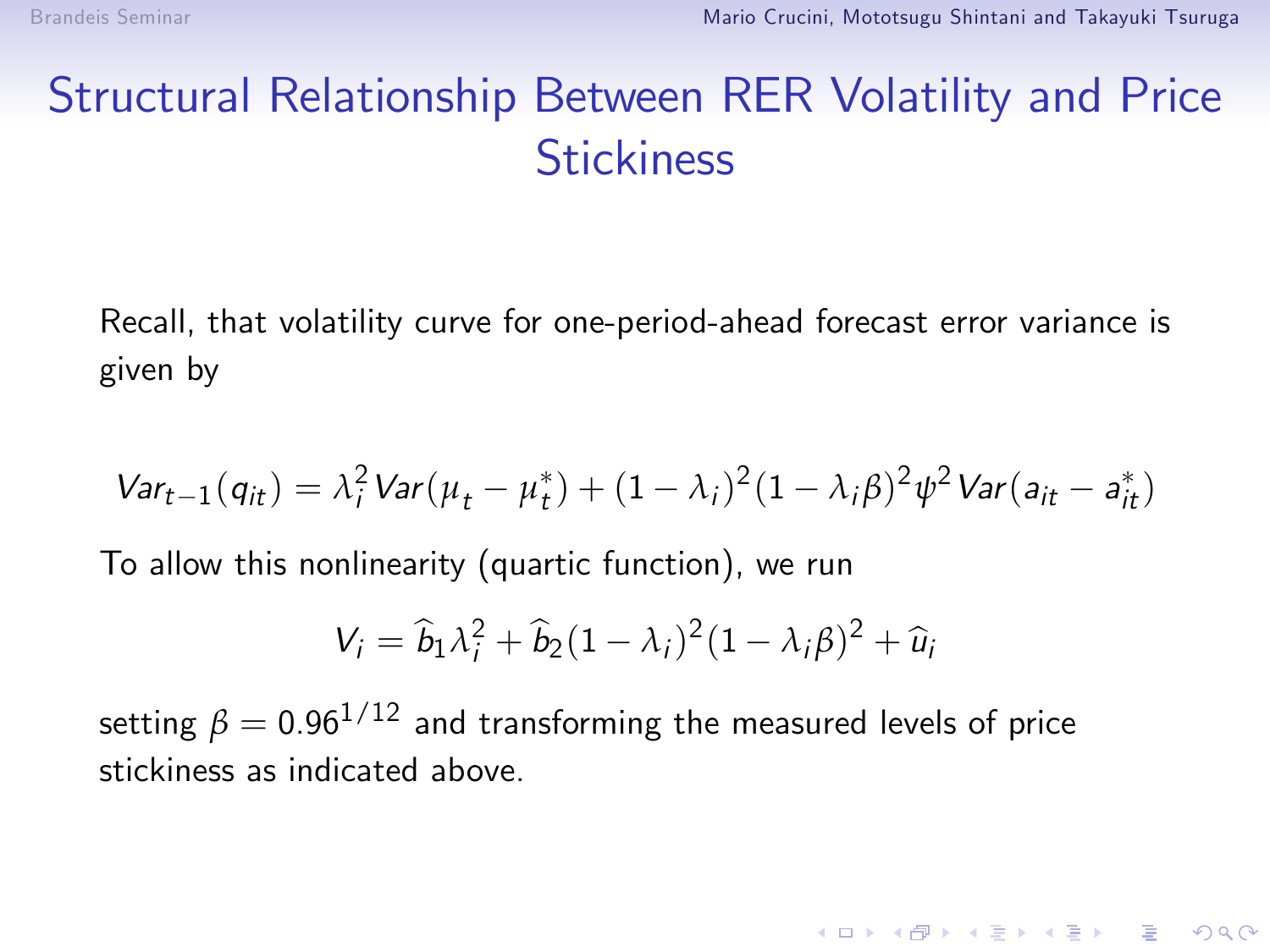# Structural Relationship Between RER Volatility and Price Stickiness

Recall, that volatility curve for one-period-ahead forecast error variance is given by

$$Var_{t-1}(q_{it}) = \lambda_i^2 Var(\mu_t - \mu_t^*) + (1-\lambda_i)^2(1-\lambda_i\beta)^2\psi^2 Var(a_{it} - a_{it}^*)$$

To allow this nonlinearity (quartic function), we run

$$V_i = \widehat{b}_1\lambda_i^2 + \widehat{b}_2(1-\lambda_i)^2(1-\lambda_i\beta)^2 + \widehat{u}_i$$

setting $\beta = 0.96^{1/12}$ and transforming the measured levels of price stickiness as indicated above.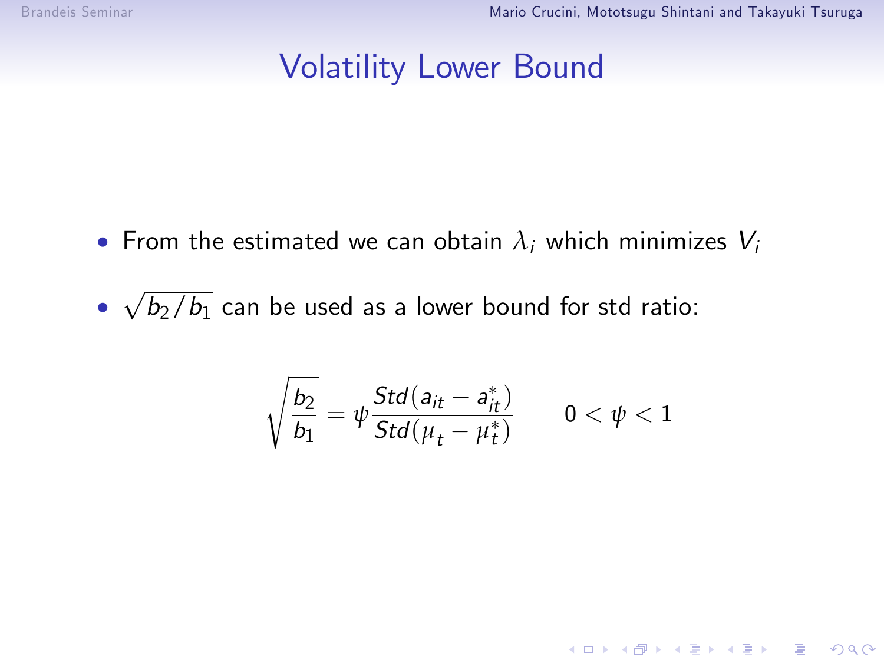# Volatility Lower Bound

- From the estimated we can obtain $\lambda_i$ which minimizes $V_i$
- $\sqrt{b_2 / b_1}$ can be used as a lower bound for std ratio:

$$\sqrt{\frac{b_2}{b_1}} = \psi \frac{Std(a_{it} - a_{it}^*)}{Std(\mu_t - \mu_t^*)} \qquad 0 < \psi < 1$$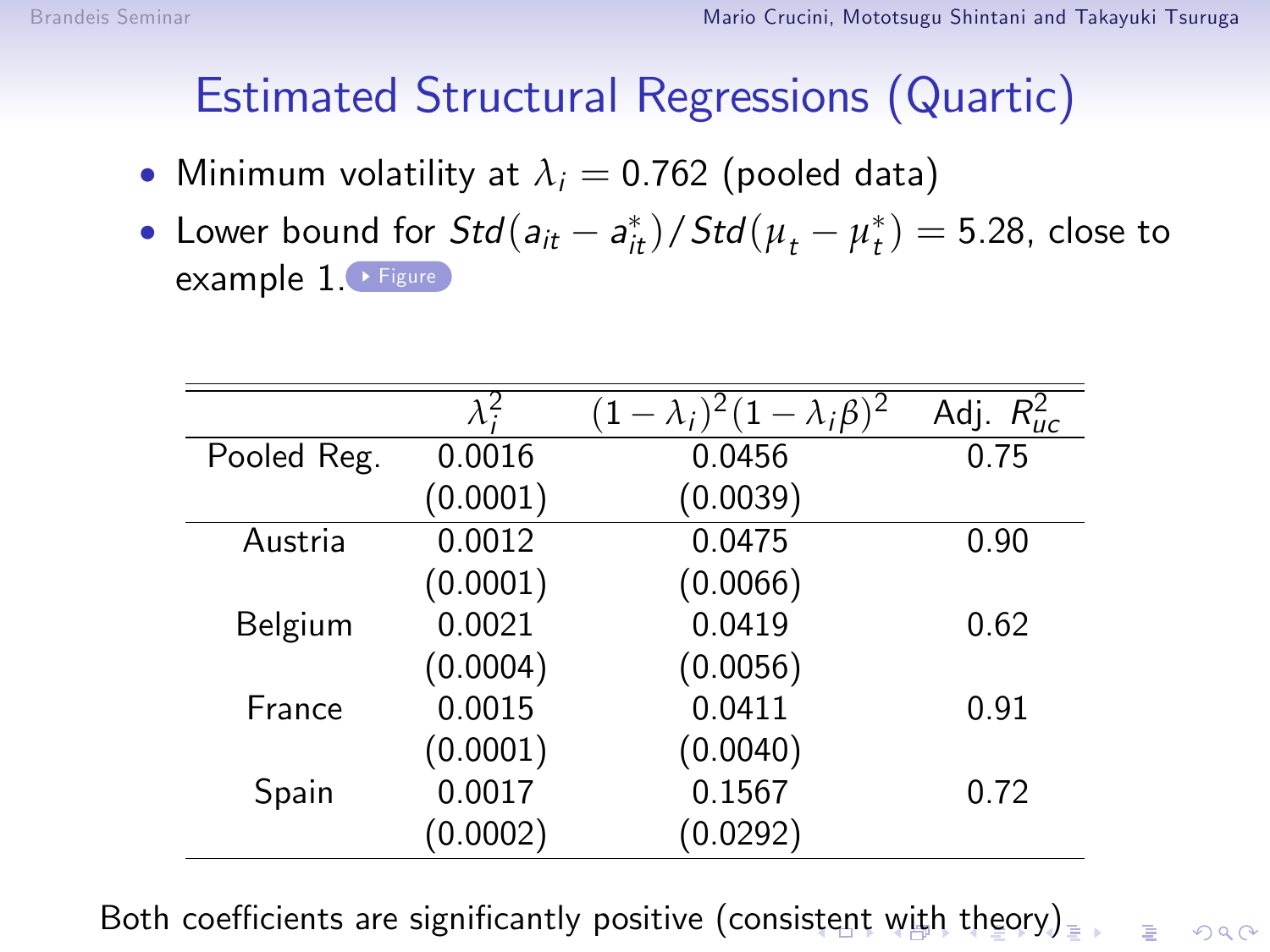# Estimated Structural Regressions (Quartic)

- Minimum volatility at $\lambda_i = 0.762$ (pooled data)
- Lower bound for $Std(a_{it} - a_{it}^*)/Std(\mu_t - \mu_t^*) = 5.28$, close to example 1. Figure

| | $\lambda_i^2$ | $(1-\lambda_i)^2(1-\lambda_i\beta)^2$ | Adj. $R_{uc}^2$ |
|---|---|---|---|
| Pooled Reg. | 0.0016 | 0.0456 | 0.75 |
| | (0.0001) | (0.0039) | |
| Austria | 0.0012 | 0.0475 | 0.90 |
| | (0.0001) | (0.0066) | |
| Belgium | 0.0021 | 0.0419 | 0.62 |
| | (0.0004) | (0.0056) | |
| France | 0.0015 | 0.0411 | 0.91 |
| | (0.0001) | (0.0040) | |
| Spain | 0.0017 | 0.1567 | 0.72 |
| | (0.0002) | (0.0292) | |

Both coefficients are significantly positive (consistent with theory)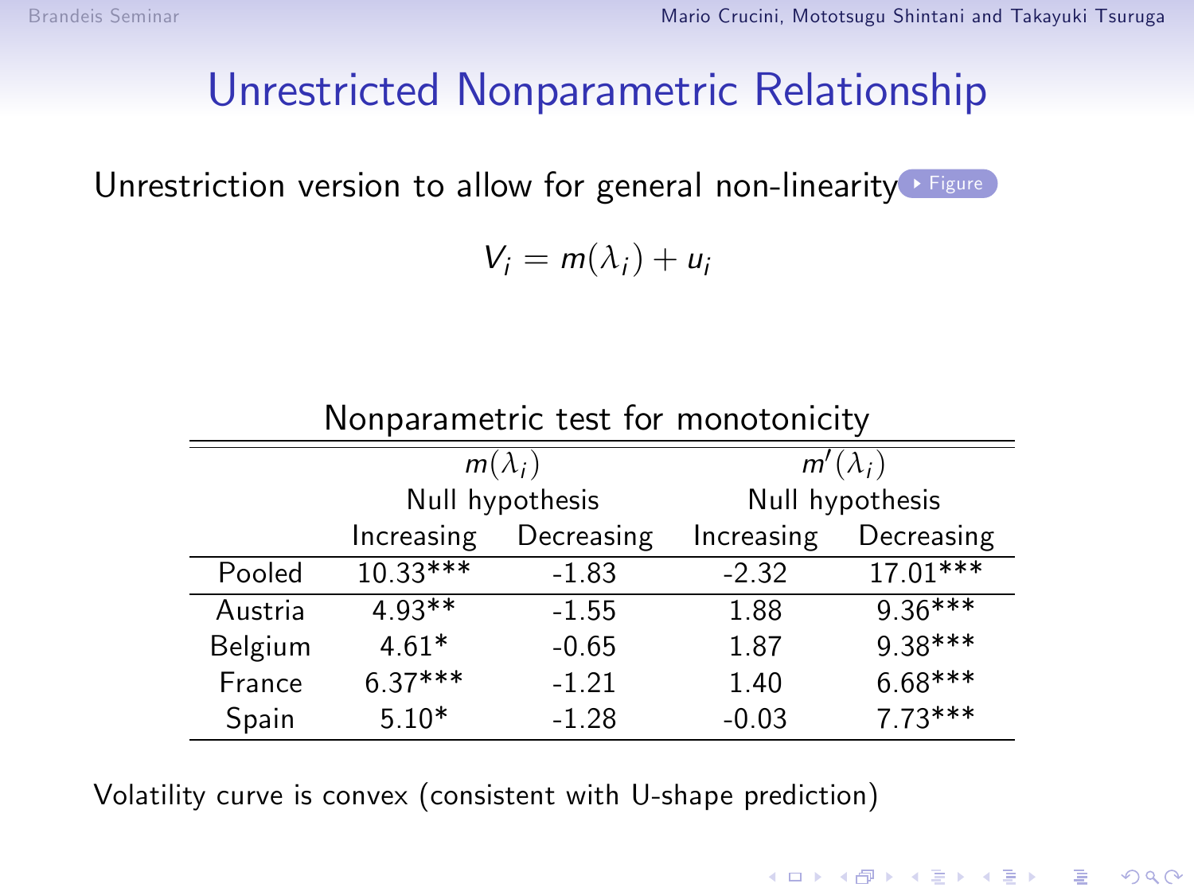# Unrestricted Nonparametric Relationship

Unrestriction version to allow for general non-linearity ▸ Figure

$$V_i = m(\lambda_i) + u_i$$

Nonparametric test for monotonicity

| | $m(\lambda_i)$ | | $m'(\lambda_i)$ | |
|---|---|---|---|---|
| | Null hypothesis | | Null hypothesis | |
| | Increasing | Decreasing | Increasing | Decreasing |
| Pooled | 10.33*** | -1.83 | -2.32 | 17.01*** |
| Austria | 4.93** | -1.55 | 1.88 | 9.36*** |
| Belgium | 4.61* | -0.65 | 1.87 | 9.38*** |
| France | 6.37*** | -1.21 | 1.40 | 6.68*** |
| Spain | 5.10* | -1.28 | -0.03 | 7.73*** |

Volatility curve is convex (consistent with U-shape prediction)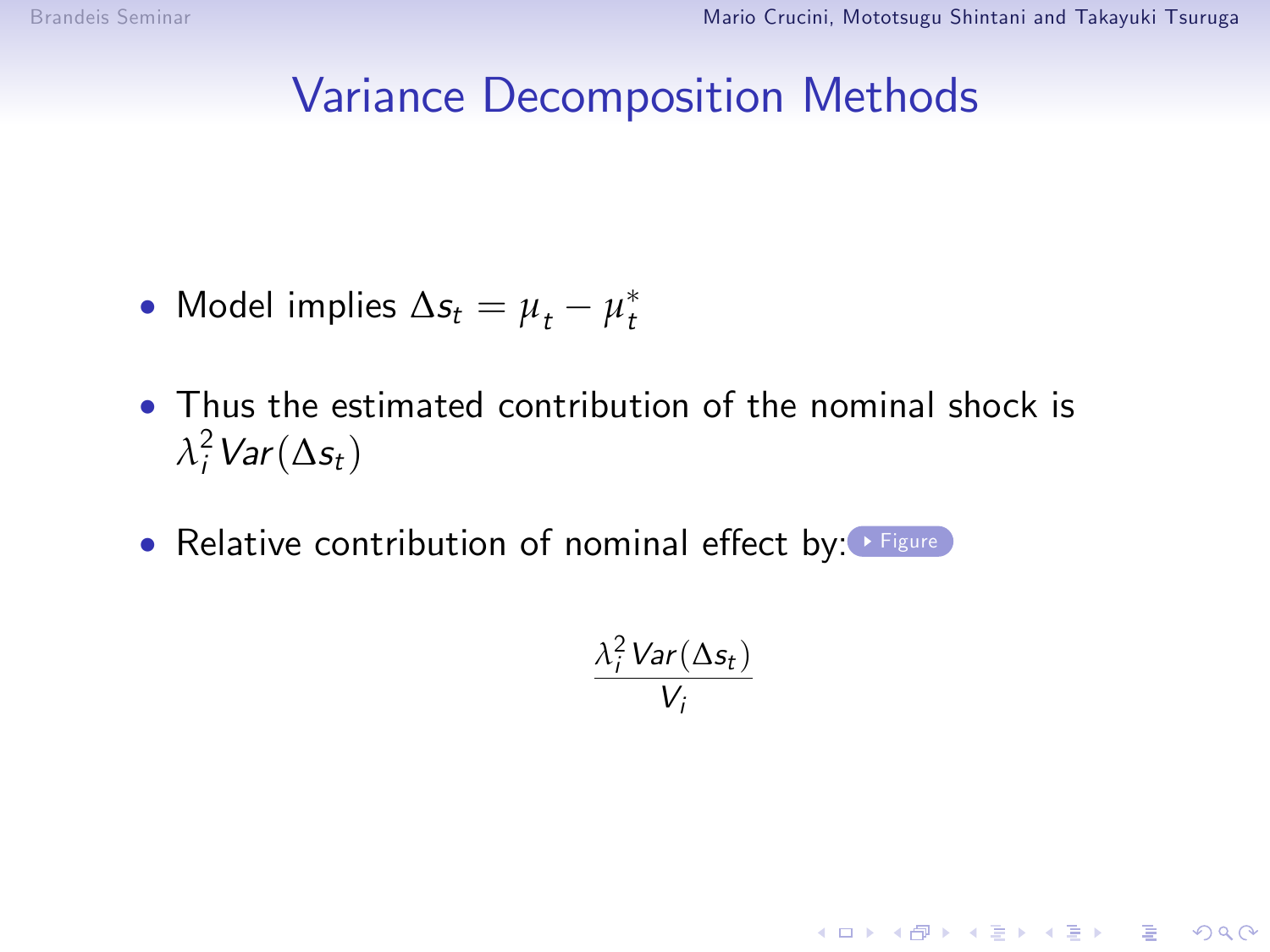# Variance Decomposition Methods

- Model implies $\Delta s_t = \mu_t - \mu_t^*$
- Thus the estimated contribution of the nominal shock is $\lambda_i^2 Var(\Delta s_t)$
- Relative contribution of nominal effect by: Figure

$$\frac{\lambda_i^2 Var(\Delta s_t)}{V_i}$$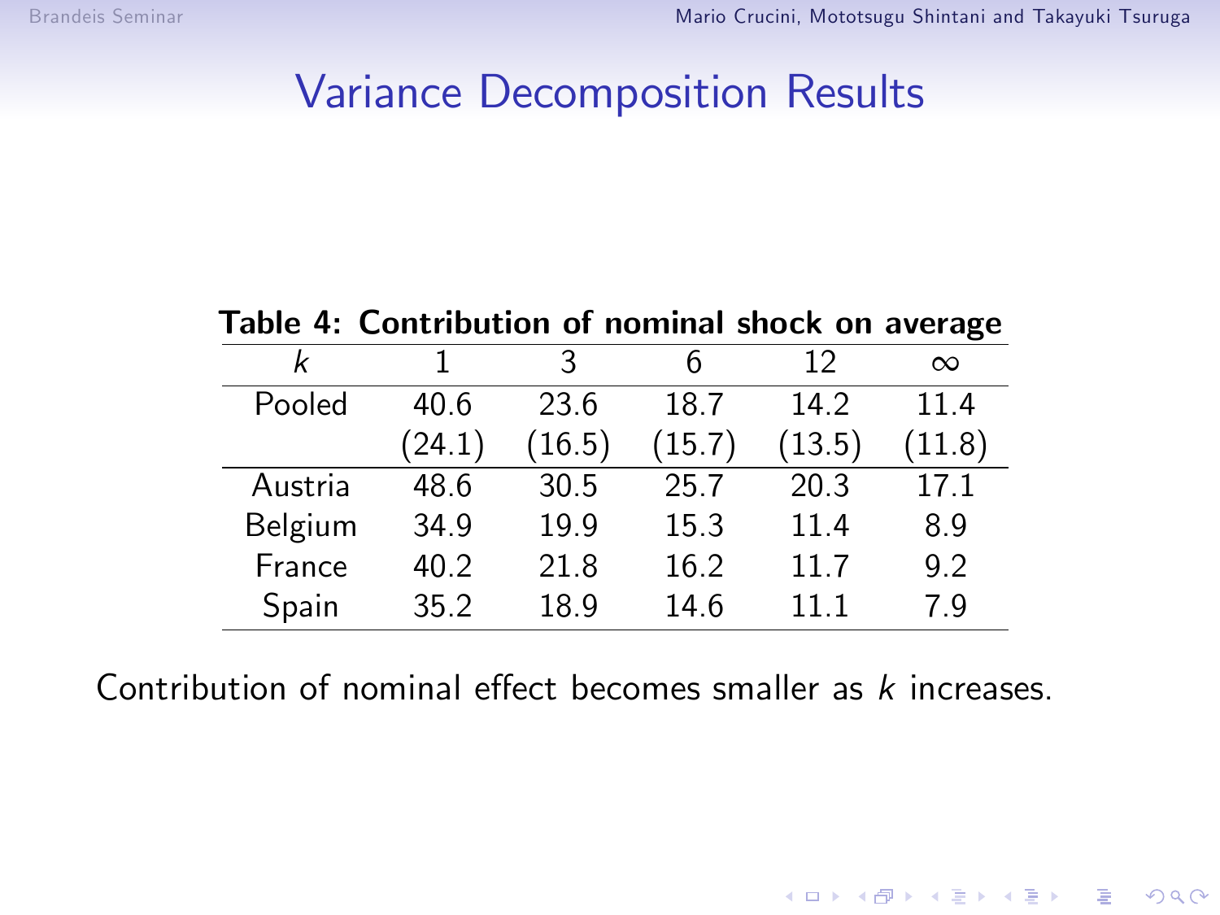# Variance Decomposition Results

**Table 4: Contribution of nominal shock on average**

| $k$ | 1 | 3 | 6 | 12 | $\infty$ |
|---|---|---|---|---|---|
| Pooled | 40.6 | 23.6 | 18.7 | 14.2 | 11.4 |
| | (24.1) | (16.5) | (15.7) | (13.5) | (11.8) |
| Austria | 48.6 | 30.5 | 25.7 | 20.3 | 17.1 |
| Belgium | 34.9 | 19.9 | 15.3 | 11.4 | 8.9 |
| France | 40.2 | 21.8 | 16.2 | 11.7 | 9.2 |
| Spain | 35.2 | 18.9 | 14.6 | 11.1 | 7.9 |

Contribution of nominal effect becomes smaller as $k$ increases.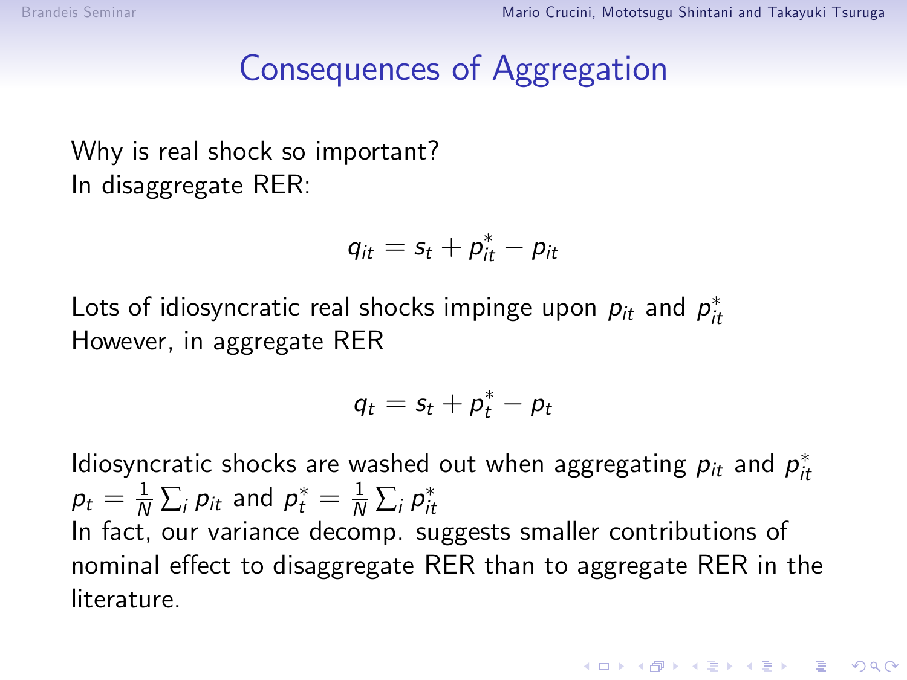# Consequences of Aggregation

Why is real shock so important?
In disaggregate RER:

$$q_{it} = s_t + p_{it}^* - p_{it}$$

Lots of idiosyncratic real shocks impinge upon $p_{it}$ and $p_{it}^*$
However, in aggregate RER

$$q_t = s_t + p_t^* - p_t$$

Idiosyncratic shocks are washed out when aggregating $p_{it}$ and $p_{it}^*$
$p_t = \frac{1}{N}\sum_i p_{it}$ and $p_t^* = \frac{1}{N}\sum_i p_{it}^*$
In fact, our variance decomp. suggests smaller contributions of nominal effect to disaggregate RER than to aggregate RER in the literature.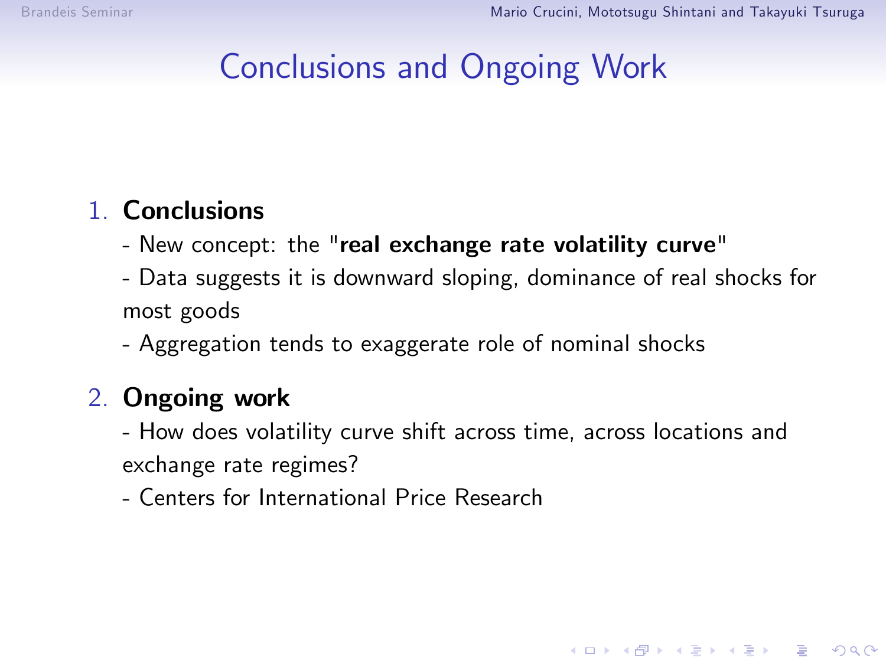# Conclusions and Ongoing Work

1. **Conclusions**

   - New concept: the "**real exchange rate volatility curve**"

   - Data suggests it is downward sloping, dominance of real shocks for most goods

   - Aggregation tends to exaggerate role of nominal shocks

2. **Ongoing work**

   - How does volatility curve shift across time, across locations and exchange rate regimes?

   - Centers for International Price Research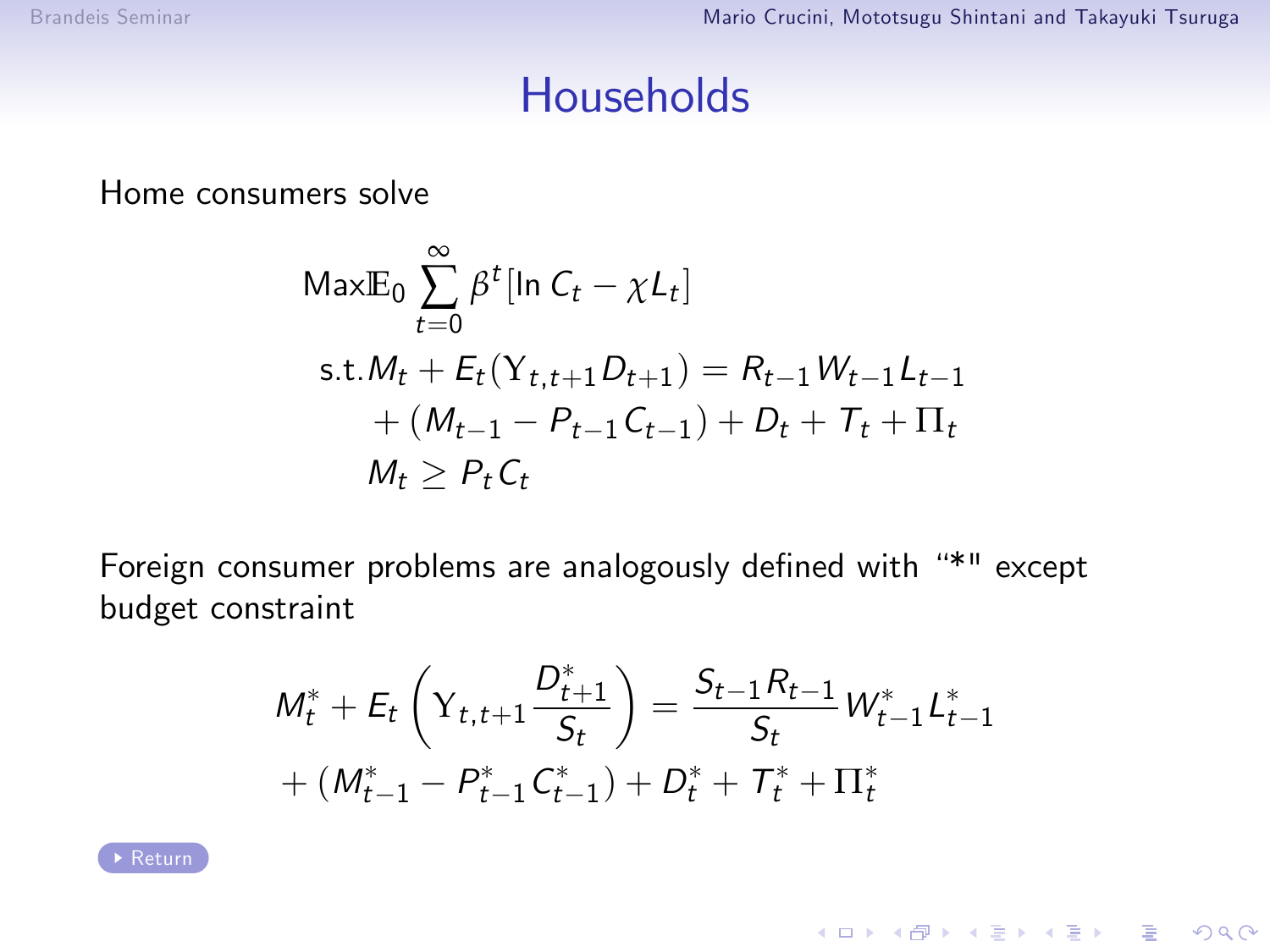# Households

Home consumers solve

$$
\begin{aligned}
&\text{Max}\mathbb{E}_0 \sum_{t=0}^{\infty} \beta^t [\ln C_t - \chi L_t] \\
&\text{s.t.} M_t + E_t(\Upsilon_{t,t+1} D_{t+1}) = R_{t-1} W_{t-1} L_{t-1} \\
&\quad + (M_{t-1} - P_{t-1} C_{t-1}) + D_t + T_t + \Pi_t \\
&\quad M_t \geq P_t C_t
\end{aligned}
$$

Foreign consumer problems are analogously defined with "*" except budget constraint

$$
\begin{aligned}
&M_t^* + E_t\left(\Upsilon_{t,t+1} \frac{D_{t+1}^*}{S_t}\right) = \frac{S_{t-1} R_{t-1}}{S_t} W_{t-1}^* L_{t-1}^* \\
&+ (M_{t-1}^* - P_{t-1}^* C_{t-1}^*) + D_t^* + T_t^* + \Pi_t^*
\end{aligned}
$$

Return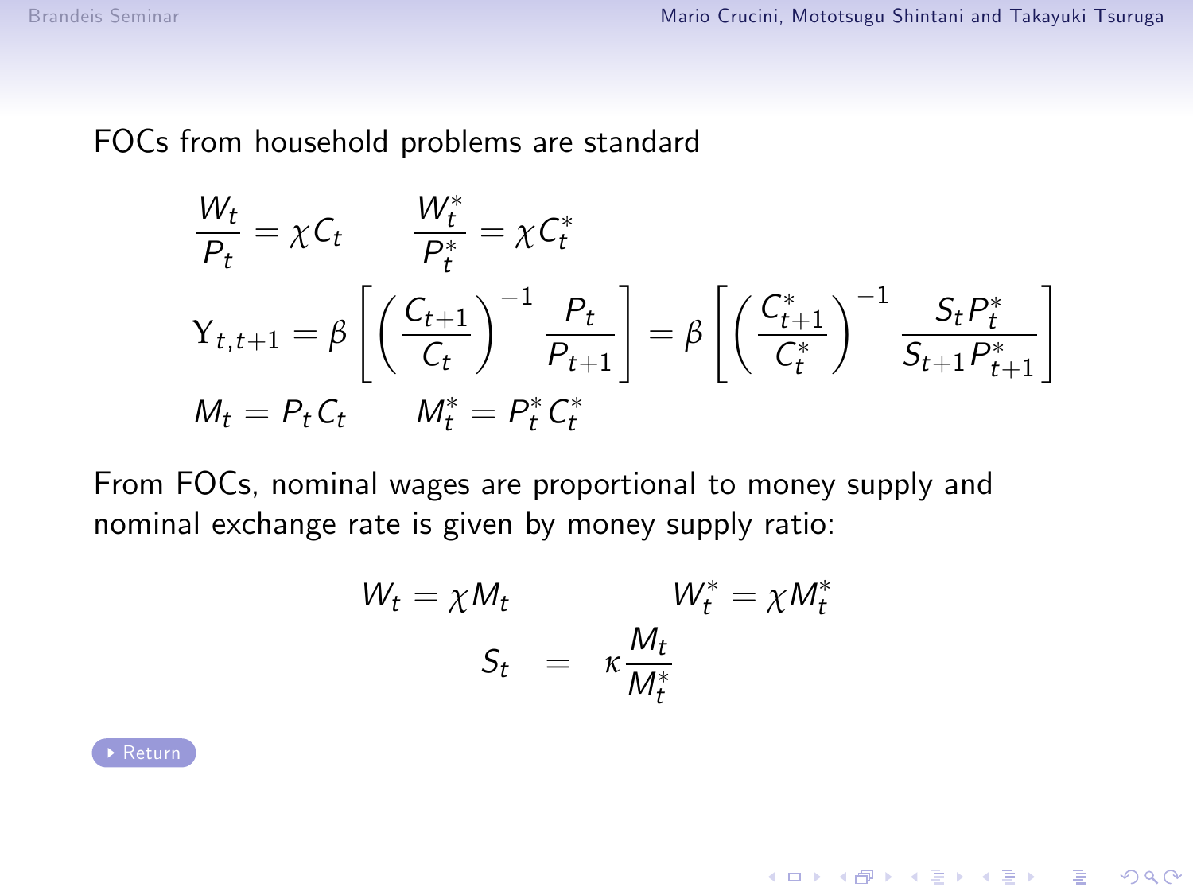FOCs from household problems are standard

$$\frac{W_t}{P_t} = \chi C_t \qquad \frac{W_t^*}{P_t^*} = \chi C_t^*$$

$$\Upsilon_{t,t+1} = \beta \left[ \left( \frac{C_{t+1}}{C_t} \right)^{-1} \frac{P_t}{P_{t+1}} \right] = \beta \left[ \left( \frac{C_{t+1}^*}{C_t^*} \right)^{-1} \frac{S_t P_t^*}{S_{t+1} P_{t+1}^*} \right]$$

$$M_t = P_t C_t \qquad M_t^* = P_t^* C_t^*$$

From FOCs, nominal wages are proportional to money supply and nominal exchange rate is given by money supply ratio:

$$W_t = \chi M_t \qquad W_t^* = \chi M_t^*$$

$$S_t = \kappa \frac{M_t}{M_t^*}$$

Return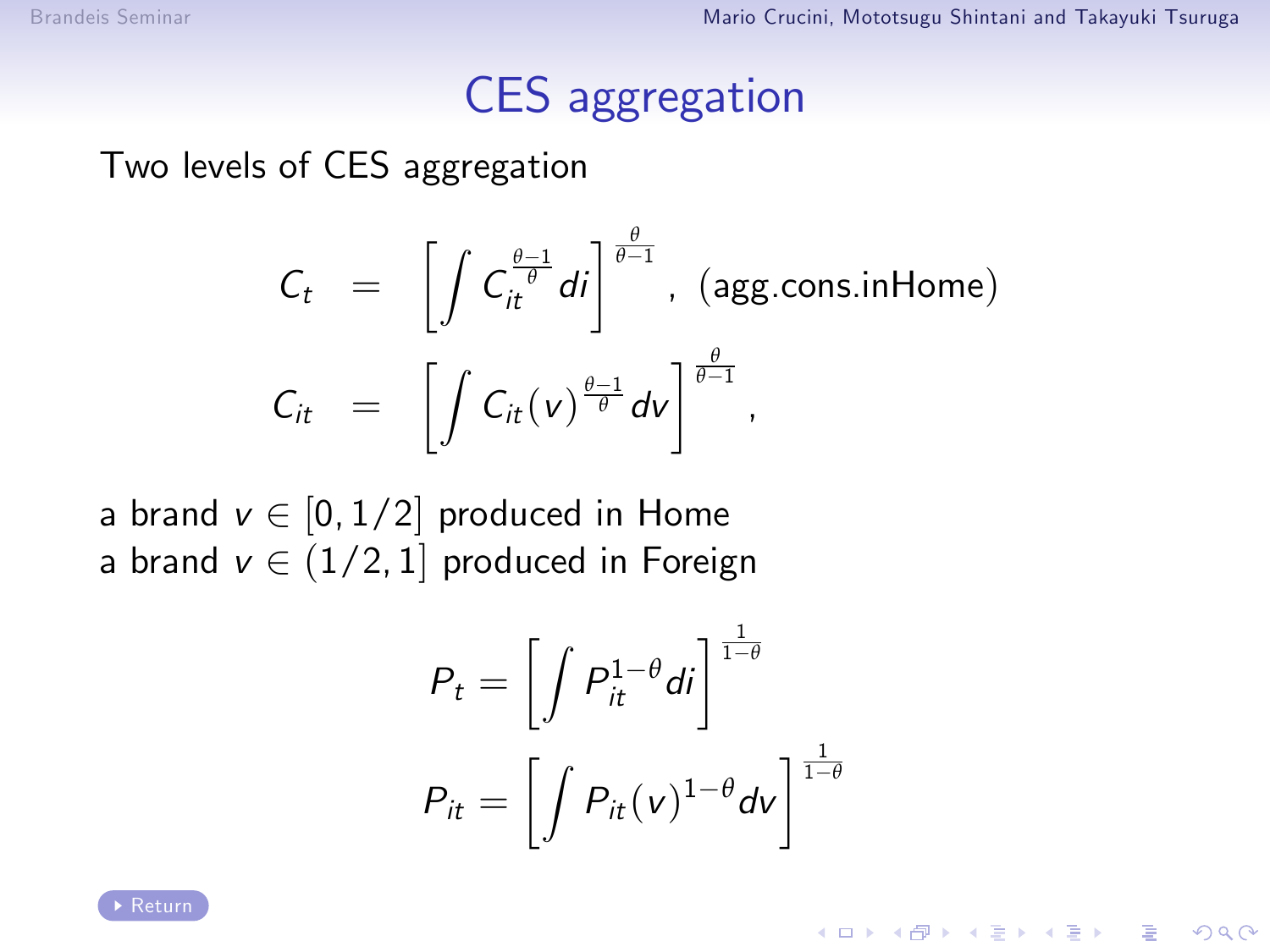# CES aggregation

Two levels of CES aggregation

$$
\begin{aligned}
C_t &= \left[ \int C_{it}^{\frac{\theta-1}{\theta}} di \right]^{\frac{\theta}{\theta-1}}, \text{ (agg.cons.inHome)} \\
C_{it} &= \left[ \int C_{it}(v)^{\frac{\theta-1}{\theta}} dv \right]^{\frac{\theta}{\theta-1}},
\end{aligned}
$$

a brand $v \in [0, 1/2]$ produced in Home
a brand $v \in (1/2, 1]$ produced in Foreign

$$
P_t = \left[ \int P_{it}^{1-\theta} di \right]^{\frac{1}{1-\theta}}
$$

$$
P_{it} = \left[ \int P_{it}(v)^{1-\theta} dv \right]^{\frac{1}{1-\theta}}
$$

Return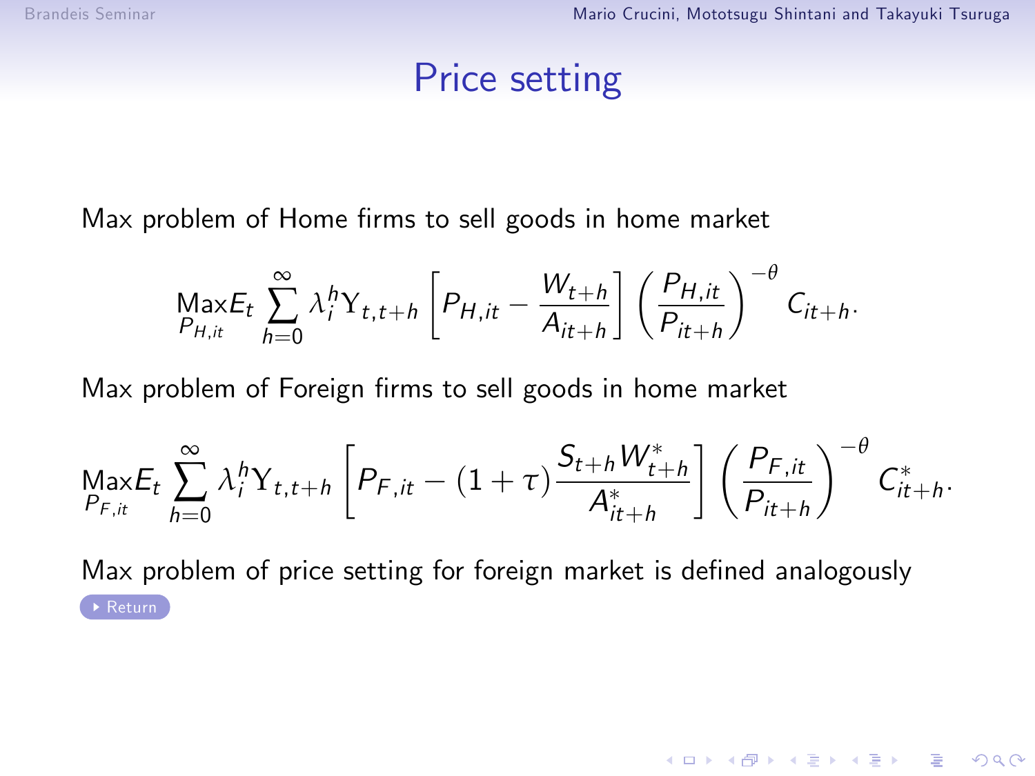# Price setting

Max problem of Home firms to sell goods in home market

$$\underset{P_{H,it}}{\text{Max}} E_t \sum_{h=0}^{\infty} \lambda_i^h \Upsilon_{t,t+h} \left[ P_{H,it} - \frac{W_{t+h}}{A_{it+h}} \right] \left( \frac{P_{H,it}}{P_{it+h}} \right)^{-\theta} C_{it+h}.$$

Max problem of Foreign firms to sell goods in home market

$$\underset{P_{F,it}}{\text{Max}} E_t \sum_{h=0}^{\infty} \lambda_i^h \Upsilon_{t,t+h} \left[ P_{F,it} - (1+\tau) \frac{S_{t+h} W_{t+h}^*}{A_{it+h}^*} \right] \left( \frac{P_{F,it}}{P_{it+h}} \right)^{-\theta} C_{it+h}^*.$$

Max problem of price setting for foreign market is defined analogously

Return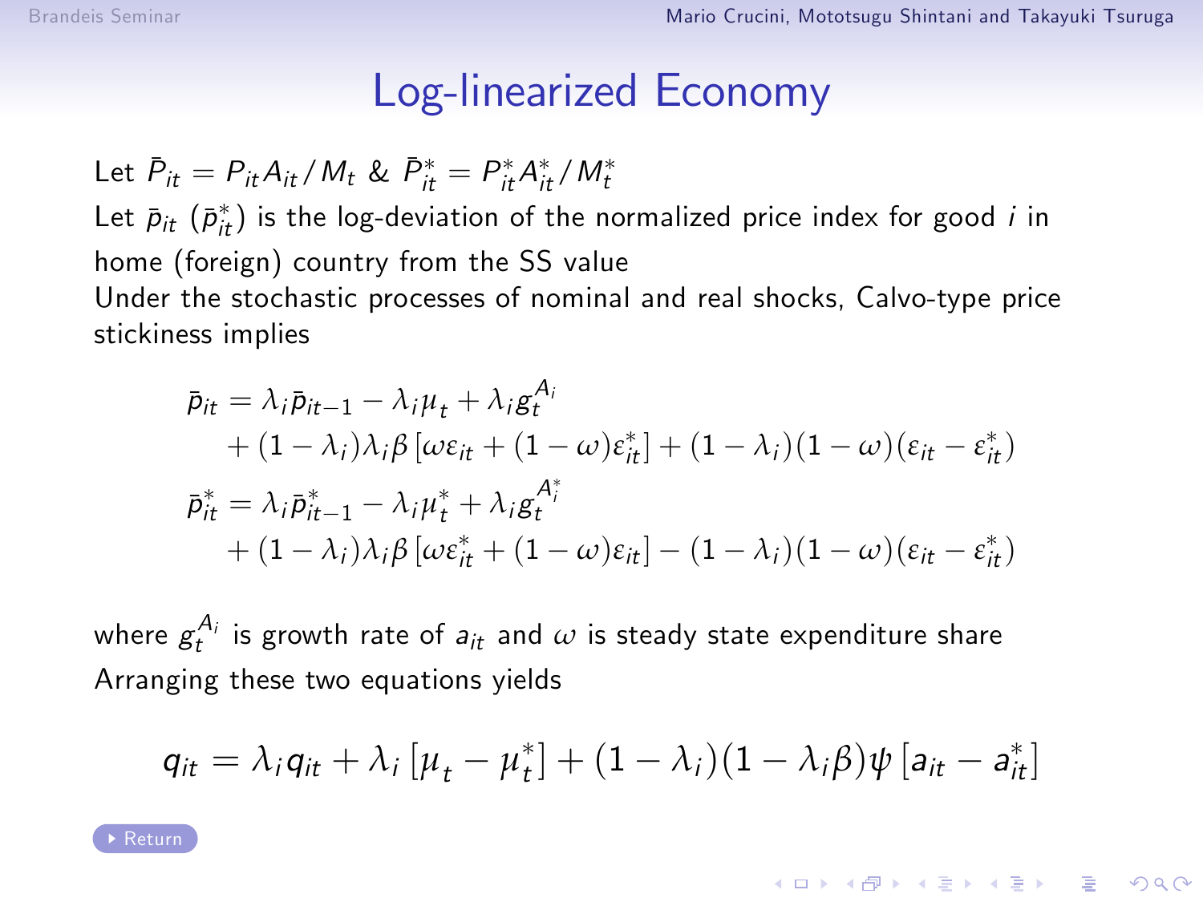# Log-linearized Economy

Let $\bar{P}_{it} = P_{it} A_{it} / M_t$ & $\bar{P}^*_{it} = P^*_{it} A^*_{it} / M^*_t$

Let $\bar{p}_{it}$ ($\bar{p}^*_{it}$) is the log-deviation of the normalized price index for good $i$ in home (foreign) country from the SS value

Under the stochastic processes of nominal and real shocks, Calvo-type price stickiness implies

$$
\begin{aligned}
\bar{p}_{it} &= \lambda_i \bar{p}_{it-1} - \lambda_i \mu_t + \lambda_i g_t^{A_i} \\
&\quad + (1-\lambda_i)\lambda_i \beta \left[\omega \varepsilon_{it} + (1-\omega)\varepsilon^*_{it}\right] + (1-\lambda_i)(1-\omega)(\varepsilon_{it} - \varepsilon^*_{it}) \\
\bar{p}^*_{it} &= \lambda_i \bar{p}^*_{it-1} - \lambda_i \mu^*_t + \lambda_i g_t^{A^*_i} \\
&\quad + (1-\lambda_i)\lambda_i \beta \left[\omega \varepsilon^*_{it} + (1-\omega)\varepsilon_{it}\right] - (1-\lambda_i)(1-\omega)(\varepsilon_{it} - \varepsilon^*_{it})
\end{aligned}
$$

where $g_t^{A_i}$ is growth rate of $a_{it}$ and $\omega$ is steady state expenditure share

Arranging these two equations yields

$$
q_{it} = \lambda_i q_{it} + \lambda_i \left[\mu_t - \mu^*_t\right] + (1-\lambda_i)(1-\lambda_i \beta)\psi \left[a_{it} - a^*_{it}\right]
$$

Return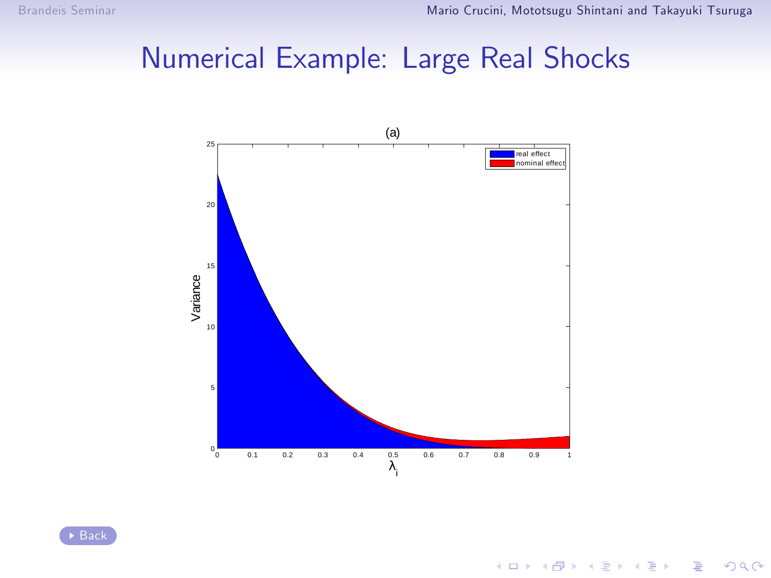# Numerical Example: Large Real Shocks

(a)

Variance

$\lambda_i$

real effect

nominal effect

Back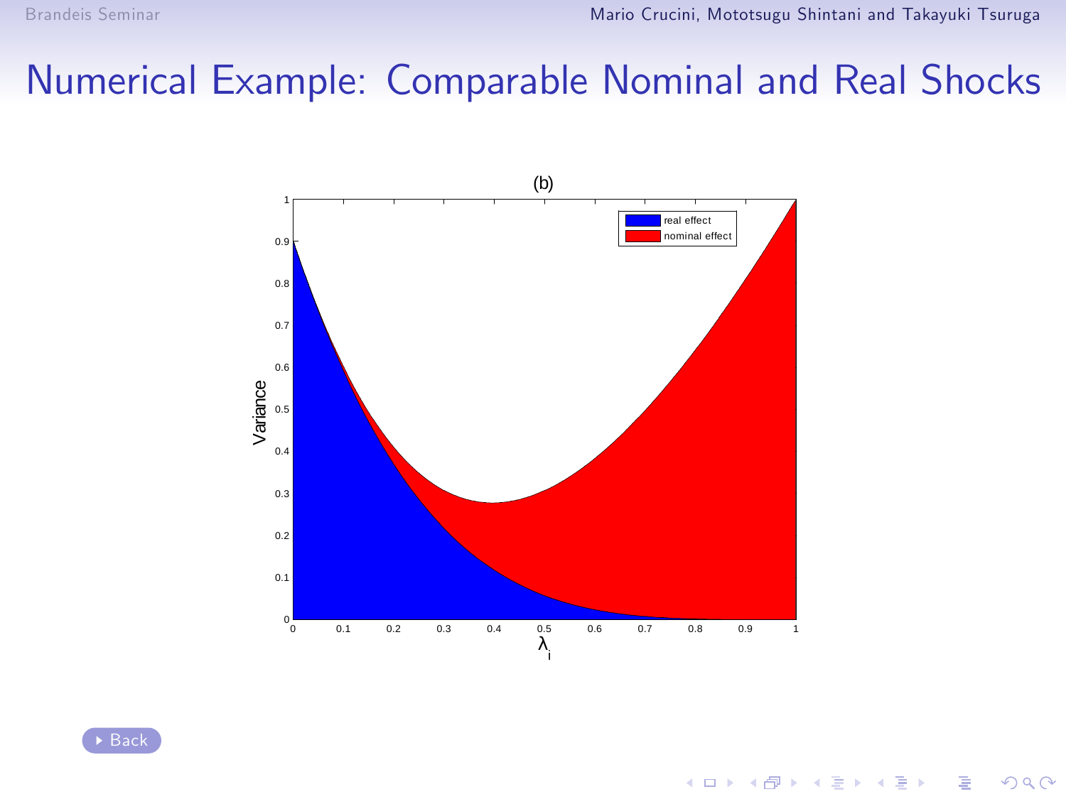# Numerical Example: Comparable Nominal and Real Shocks

(b)

Variance

real effect

nominal effect

$\lambda_i$

Back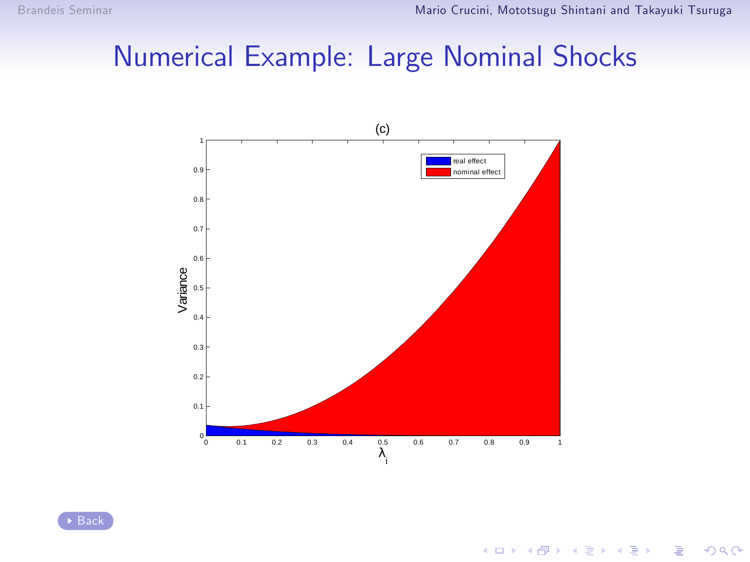# Numerical Example: Large Nominal Shocks

(c)

| | |
|---|---|
| real effect | nominal effect |

Variance

$\lambda_i$

Back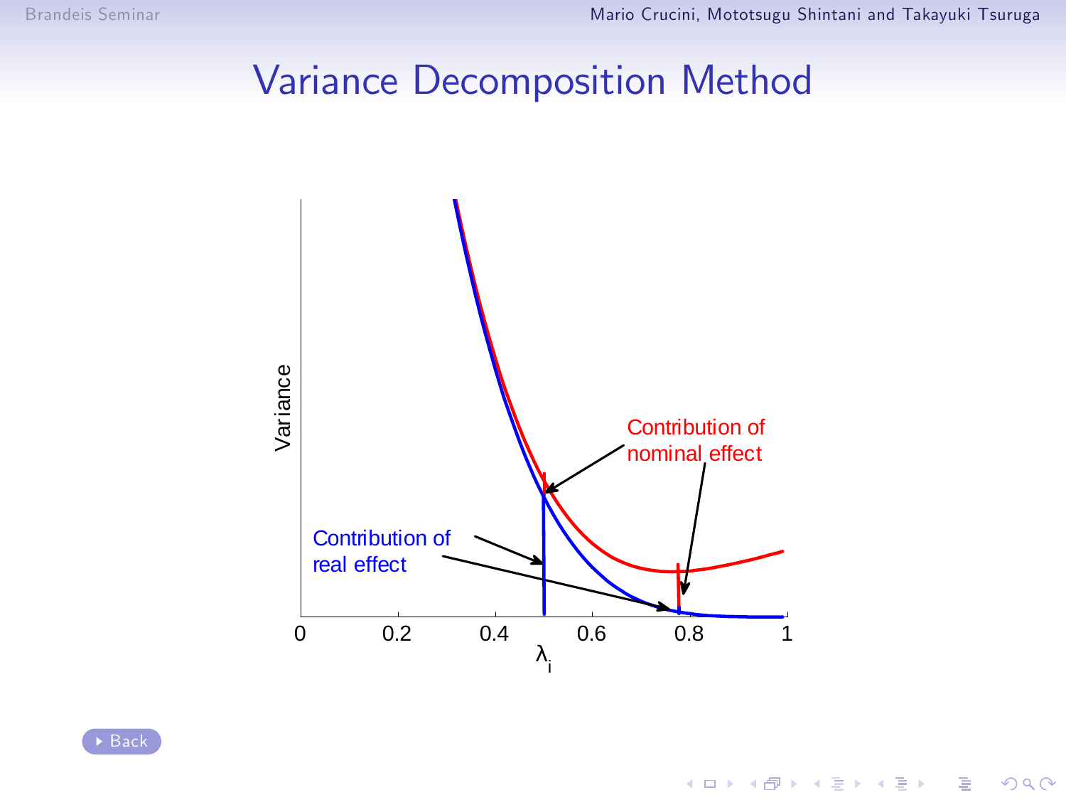# Variance Decomposition Method

Variance

Contribution of nominal effect

Contribution of real effect

0 0.2 0.4 0.6 0.8 1

$\lambda_i$

Back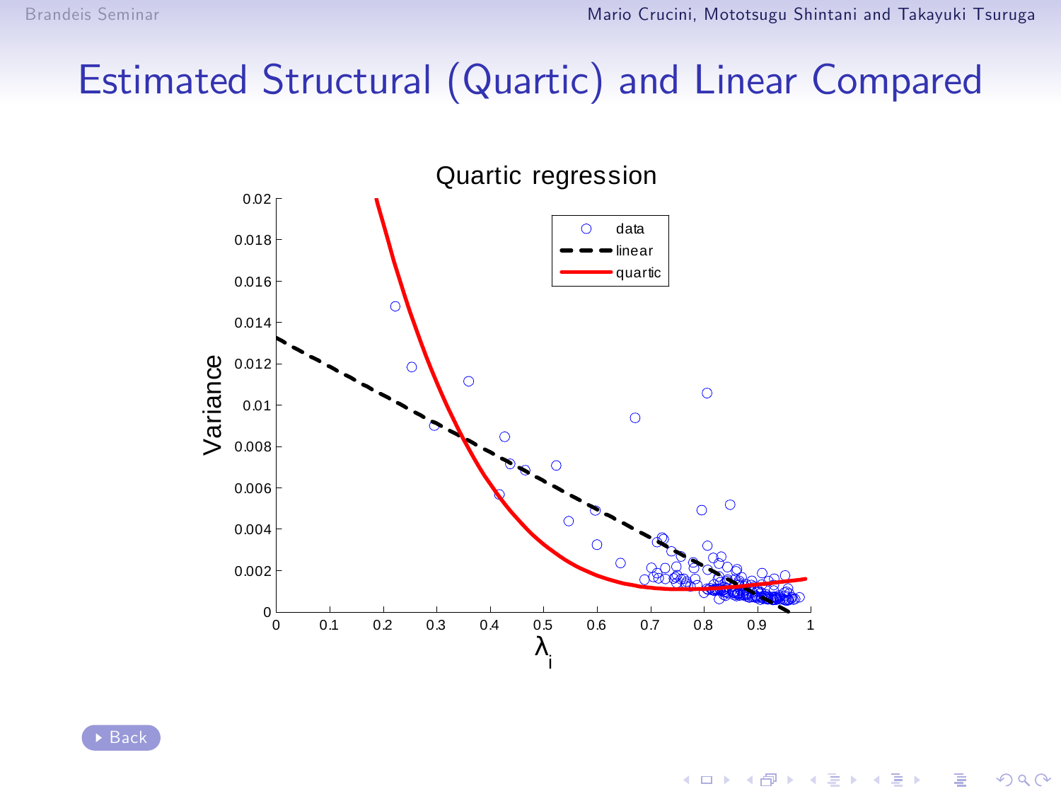# Estimated Structural (Quartic) and Linear Compared

Quartic regression

Back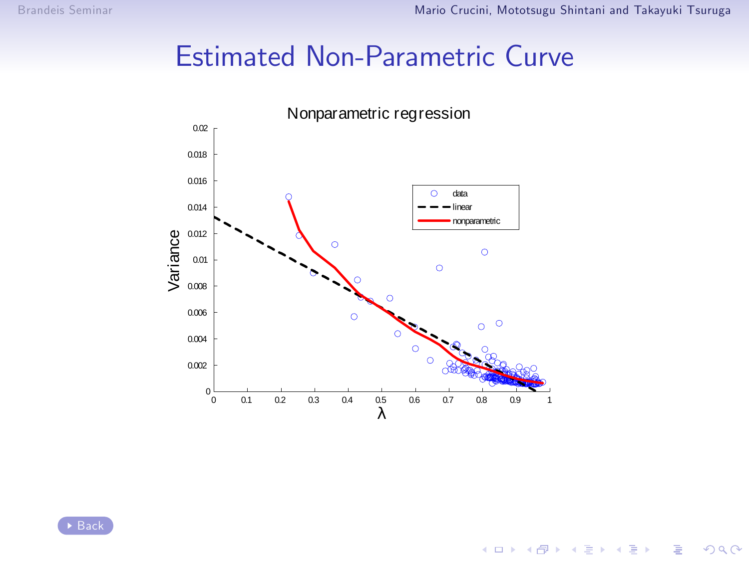# Estimated Non-Parametric Curve

Nonparametric regression

Variance

0.02
0.018
0.016
0.014
0.012
0.01
0.008
0.006
0.004
0.002
0

0 0.1 0.2 0.3 0.4 0.5 0.6 0.7 0.8 0.9 1

λ

data
linear
nonparametric

Back